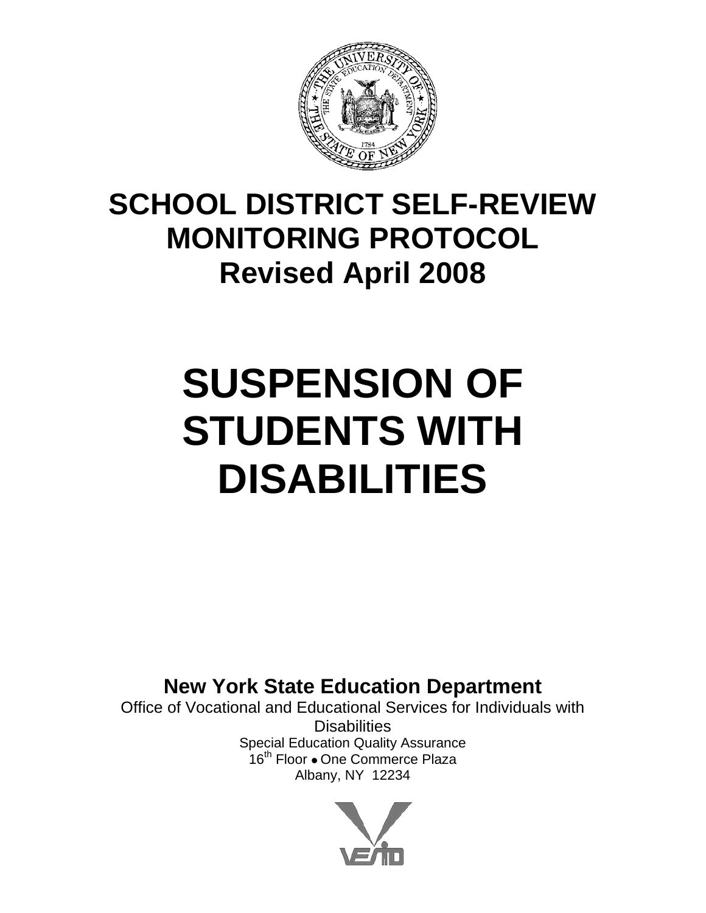# SCHOOL DISTRICT SELF-REVIEW MONITORING PROTOCOL
## Revised April 2008

# SUSPENSION OF STUDENTS WITH DISABILITIES

**New York State Education Department**

Office of Vocational and Educational Services for Individuals with Disabilities

Special Education Quality Assurance

16th Floor • One Commerce Plaza

Albany, NY 12234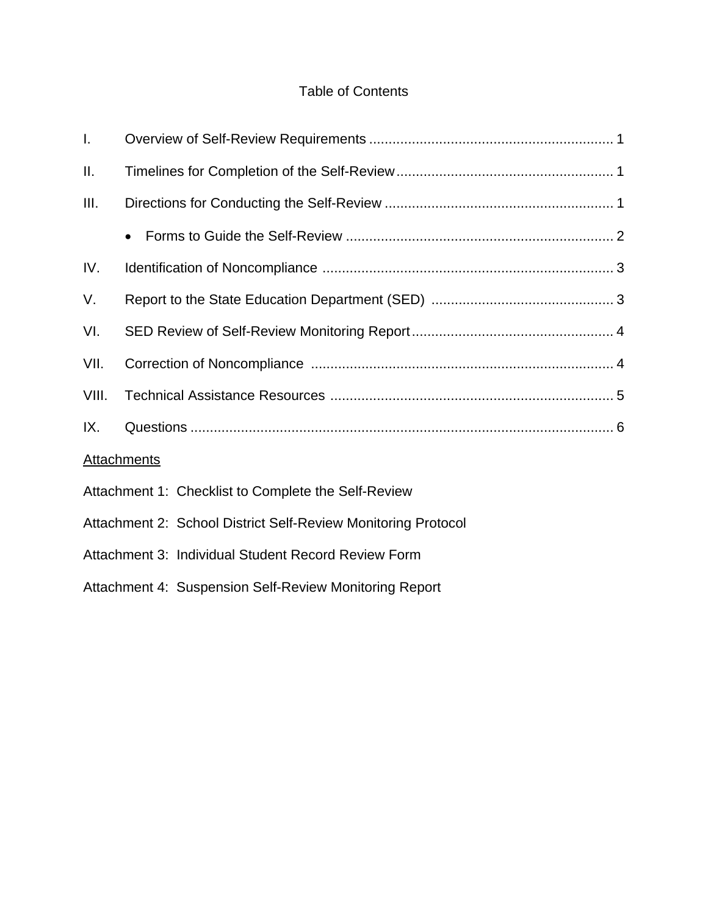# Table of Contents

| | | |
|---|---|---|
| I. | Overview of Self-Review Requirements | 1 |
| II. | Timelines for Completion of the Self-Review | 1 |
| III. | Directions for Conducting the Self-Review | 1 |
| | • Forms to Guide the Self-Review | 2 |
| IV. | Identification of Noncompliance | 3 |
| V. | Report to the State Education Department (SED) | 3 |
| VI. | SED Review of Self-Review Monitoring Report | 4 |
| VII. | Correction of Noncompliance | 4 |
| VIII. | Technical Assistance Resources | 5 |
| IX. | Questions | 6 |

<u>Attachments</u>

Attachment 1: Checklist to Complete the Self-Review

Attachment 2: School District Self-Review Monitoring Protocol

Attachment 3: Individual Student Record Review Form

Attachment 4: Suspension Self-Review Monitoring Report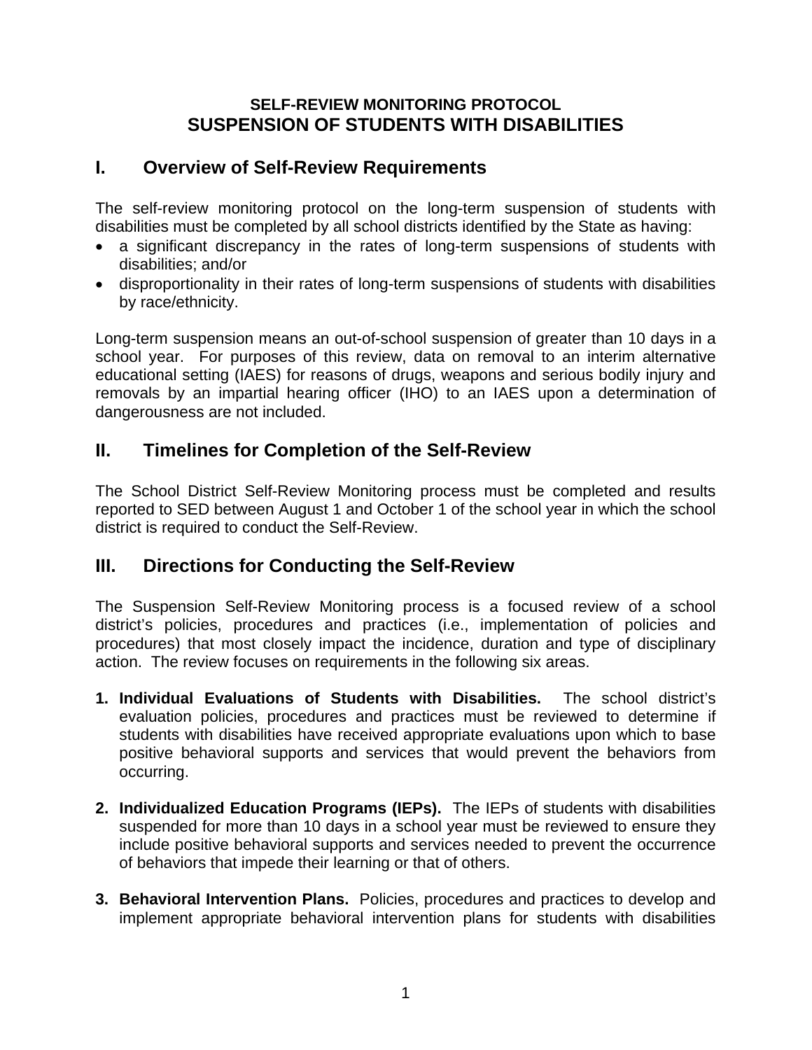### SELF-REVIEW MONITORING PROTOCOL
# SUSPENSION OF STUDENTS WITH DISABILITIES

## I. Overview of Self-Review Requirements

The self-review monitoring protocol on the long-term suspension of students with disabilities must be completed by all school districts identified by the State as having:

- a significant discrepancy in the rates of long-term suspensions of students with disabilities; and/or
- disproportionality in their rates of long-term suspensions of students with disabilities by race/ethnicity.

Long-term suspension means an out-of-school suspension of greater than 10 days in a school year. For purposes of this review, data on removal to an interim alternative educational setting (IAES) for reasons of drugs, weapons and serious bodily injury and removals by an impartial hearing officer (IHO) to an IAES upon a determination of dangerousness are not included.

## II. Timelines for Completion of the Self-Review

The School District Self-Review Monitoring process must be completed and results reported to SED between August 1 and October 1 of the school year in which the school district is required to conduct the Self-Review.

## III. Directions for Conducting the Self-Review

The Suspension Self-Review Monitoring process is a focused review of a school district's policies, procedures and practices (i.e., implementation of policies and procedures) that most closely impact the incidence, duration and type of disciplinary action. The review focuses on requirements in the following six areas.

1. **Individual Evaluations of Students with Disabilities.** The school district's evaluation policies, procedures and practices must be reviewed to determine if students with disabilities have received appropriate evaluations upon which to base positive behavioral supports and services that would prevent the behaviors from occurring.

2. **Individualized Education Programs (IEPs).** The IEPs of students with disabilities suspended for more than 10 days in a school year must be reviewed to ensure they include positive behavioral supports and services needed to prevent the occurrence of behaviors that impede their learning or that of others.

3. **Behavioral Intervention Plans.** Policies, procedures and practices to develop and implement appropriate behavioral intervention plans for students with disabilities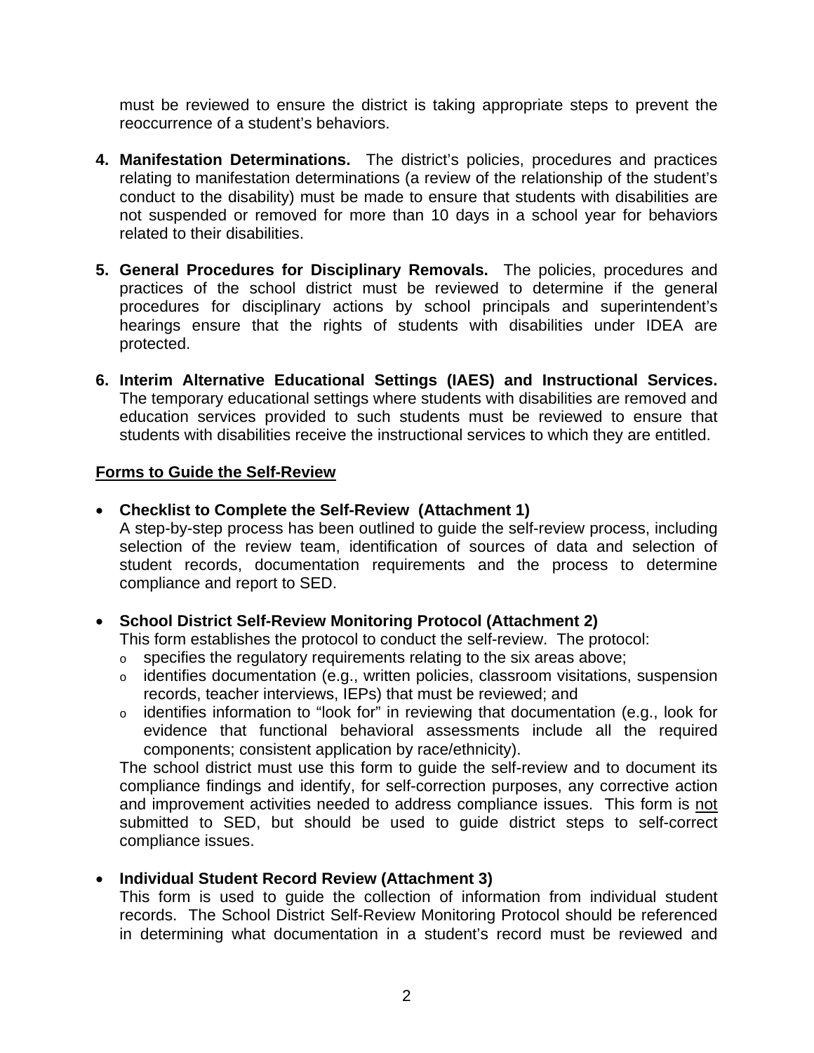must be reviewed to ensure the district is taking appropriate steps to prevent the reoccurrence of a student's behaviors.

4. **Manifestation Determinations.** The district's policies, procedures and practices relating to manifestation determinations (a review of the relationship of the student's conduct to the disability) must be made to ensure that students with disabilities are not suspended or removed for more than 10 days in a school year for behaviors related to their disabilities.

5. **General Procedures for Disciplinary Removals.** The policies, procedures and practices of the school district must be reviewed to determine if the general procedures for disciplinary actions by school principals and superintendent's hearings ensure that the rights of students with disabilities under IDEA are protected.

6. **Interim Alternative Educational Settings (IAES) and Instructional Services.** The temporary educational settings where students with disabilities are removed and education services provided to such students must be reviewed to ensure that students with disabilities receive the instructional services to which they are entitled.

**Forms to Guide the Self-Review**

- **Checklist to Complete the Self-Review (Attachment 1)**
  A step-by-step process has been outlined to guide the self-review process, including selection of the review team, identification of sources of data and selection of student records, documentation requirements and the process to determine compliance and report to SED.

- **School District Self-Review Monitoring Protocol (Attachment 2)**
  This form establishes the protocol to conduct the self-review. The protocol:
  - specifies the regulatory requirements relating to the six areas above;
  - identifies documentation (e.g., written policies, classroom visitations, suspension records, teacher interviews, IEPs) that must be reviewed; and
  - identifies information to "look for" in reviewing that documentation (e.g., look for evidence that functional behavioral assessments include all the required components; consistent application by race/ethnicity).

  The school district must use this form to guide the self-review and to document its compliance findings and identify, for self-correction purposes, any corrective action and improvement activities needed to address compliance issues. This form is not submitted to SED, but should be used to guide district steps to self-correct compliance issues.

- **Individual Student Record Review (Attachment 3)**
  This form is used to guide the collection of information from individual student records. The School District Self-Review Monitoring Protocol should be referenced in determining what documentation in a student's record must be reviewed and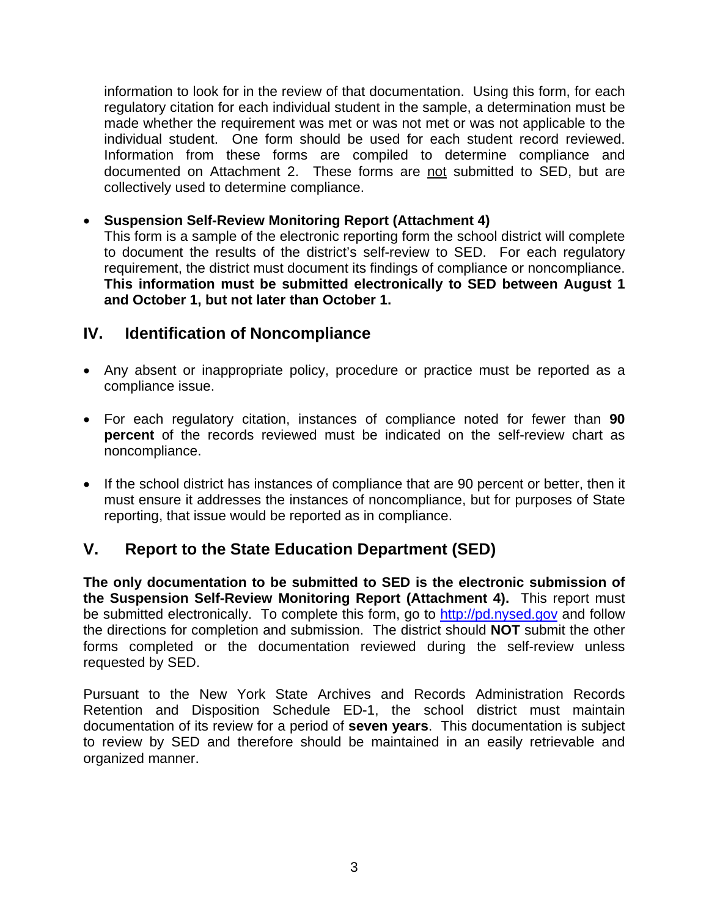information to look for in the review of that documentation. Using this form, for each regulatory citation for each individual student in the sample, a determination must be made whether the requirement was met or was not met or was not applicable to the individual student. One form should be used for each student record reviewed. Information from these forms are compiled to determine compliance and documented on Attachment 2. These forms are not submitted to SED, but are collectively used to determine compliance.

- **Suspension Self-Review Monitoring Report (Attachment 4)**
  This form is a sample of the electronic reporting form the school district will complete to document the results of the district's self-review to SED. For each regulatory requirement, the district must document its findings of compliance or noncompliance. **This information must be submitted electronically to SED between August 1 and October 1, but not later than October 1.**

## IV. Identification of Noncompliance

- Any absent or inappropriate policy, procedure or practice must be reported as a compliance issue.

- For each regulatory citation, instances of compliance noted for fewer than **90 percent** of the records reviewed must be indicated on the self-review chart as noncompliance.

- If the school district has instances of compliance that are 90 percent or better, then it must ensure it addresses the instances of noncompliance, but for purposes of State reporting, that issue would be reported as in compliance.

## V. Report to the State Education Department (SED)

**The only documentation to be submitted to SED is the electronic submission of the Suspension Self-Review Monitoring Report (Attachment 4).** This report must be submitted electronically. To complete this form, go to http://pd.nysed.gov and follow the directions for completion and submission. The district should **NOT** submit the other forms completed or the documentation reviewed during the self-review unless requested by SED.

Pursuant to the New York State Archives and Records Administration Records Retention and Disposition Schedule ED-1, the school district must maintain documentation of its review for a period of **seven years**. This documentation is subject to review by SED and therefore should be maintained in an easily retrievable and organized manner.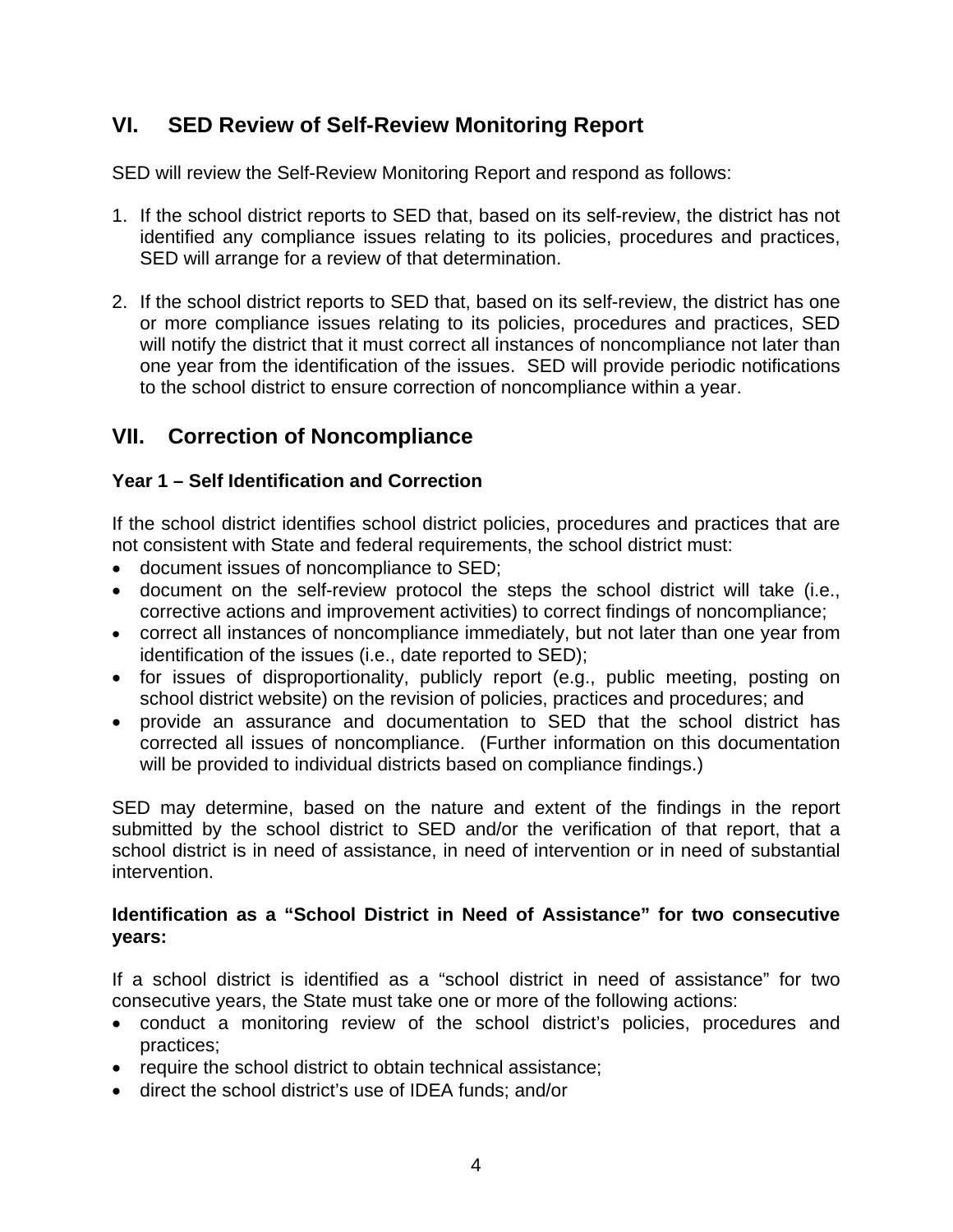## VI. SED Review of Self-Review Monitoring Report

SED will review the Self-Review Monitoring Report and respond as follows:

1. If the school district reports to SED that, based on its self-review, the district has not identified any compliance issues relating to its policies, procedures and practices, SED will arrange for a review of that determination.

2. If the school district reports to SED that, based on its self-review, the district has one or more compliance issues relating to its policies, procedures and practices, SED will notify the district that it must correct all instances of noncompliance not later than one year from the identification of the issues. SED will provide periodic notifications to the school district to ensure correction of noncompliance within a year.

## VII. Correction of Noncompliance

### Year 1 – Self Identification and Correction

If the school district identifies school district policies, procedures and practices that are not consistent with State and federal requirements, the school district must:

- document issues of noncompliance to SED;
- document on the self-review protocol the steps the school district will take (i.e., corrective actions and improvement activities) to correct findings of noncompliance;
- correct all instances of noncompliance immediately, but not later than one year from identification of the issues (i.e., date reported to SED);
- for issues of disproportionality, publicly report (e.g., public meeting, posting on school district website) on the revision of policies, practices and procedures; and
- provide an assurance and documentation to SED that the school district has corrected all issues of noncompliance. (Further information on this documentation will be provided to individual districts based on compliance findings.)

SED may determine, based on the nature and extent of the findings in the report submitted by the school district to SED and/or the verification of that report, that a school district is in need of assistance, in need of intervention or in need of substantial intervention.

### Identification as a "School District in Need of Assistance" for two consecutive years:

If a school district is identified as a "school district in need of assistance" for two consecutive years, the State must take one or more of the following actions:

- conduct a monitoring review of the school district's policies, procedures and practices;
- require the school district to obtain technical assistance;
- direct the school district's use of IDEA funds; and/or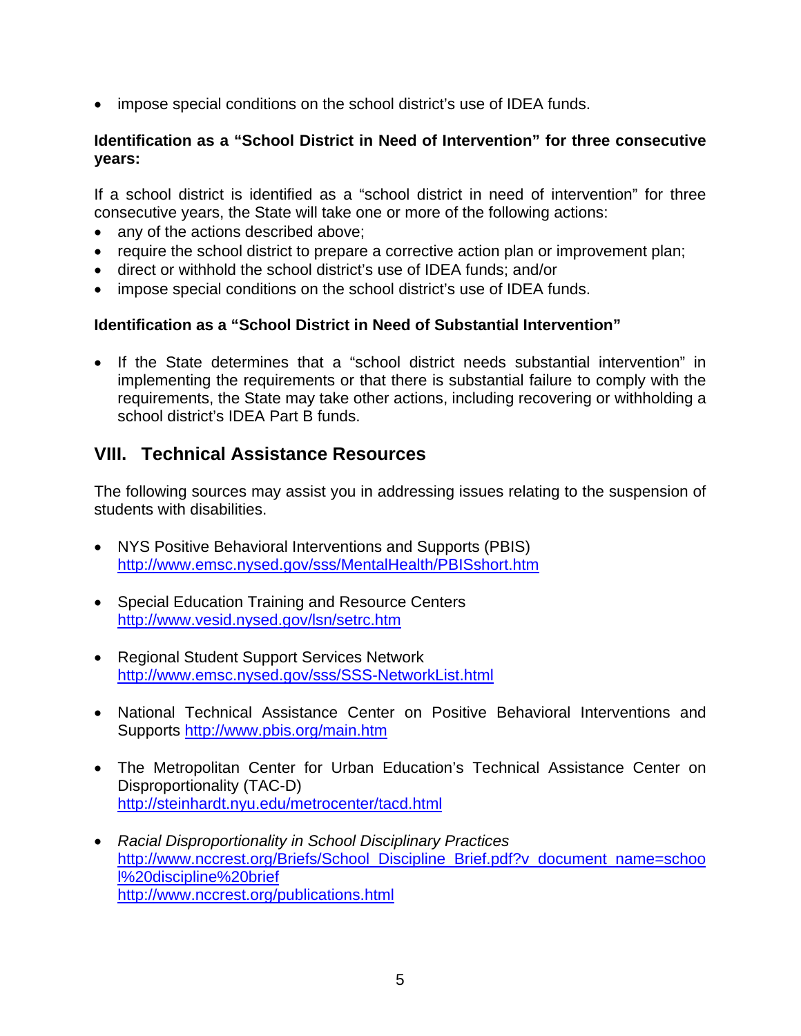- impose special conditions on the school district's use of IDEA funds.

**Identification as a "School District in Need of Intervention" for three consecutive years:**

If a school district is identified as a "school district in need of intervention" for three consecutive years, the State will take one or more of the following actions:

- any of the actions described above;
- require the school district to prepare a corrective action plan or improvement plan;
- direct or withhold the school district's use of IDEA funds; and/or
- impose special conditions on the school district's use of IDEA funds.

**Identification as a "School District in Need of Substantial Intervention"**

- If the State determines that a "school district needs substantial intervention" in implementing the requirements or that there is substantial failure to comply with the requirements, the State may take other actions, including recovering or withholding a school district's IDEA Part B funds.

## VIII. Technical Assistance Resources

The following sources may assist you in addressing issues relating to the suspension of students with disabilities.

- NYS Positive Behavioral Interventions and Supports (PBIS)
  http://www.emsc.nysed.gov/sss/MentalHealth/PBISshort.htm

- Special Education Training and Resource Centers
  http://www.vesid.nysed.gov/lsn/setrc.htm

- Regional Student Support Services Network
  http://www.emsc.nysed.gov/sss/SSS-NetworkList.html

- National Technical Assistance Center on Positive Behavioral Interventions and Supports http://www.pbis.org/main.htm

- The Metropolitan Center for Urban Education's Technical Assistance Center on Disproportionality (TAC-D)
  http://steinhardt.nyu.edu/metrocenter/tacd.html

- *Racial Disproportionality in School Disciplinary Practices*
  http://www.nccrest.org/Briefs/School_Discipline_Brief.pdf?v_document_name=school%20discipline%20brief
  http://www.nccrest.org/publications.html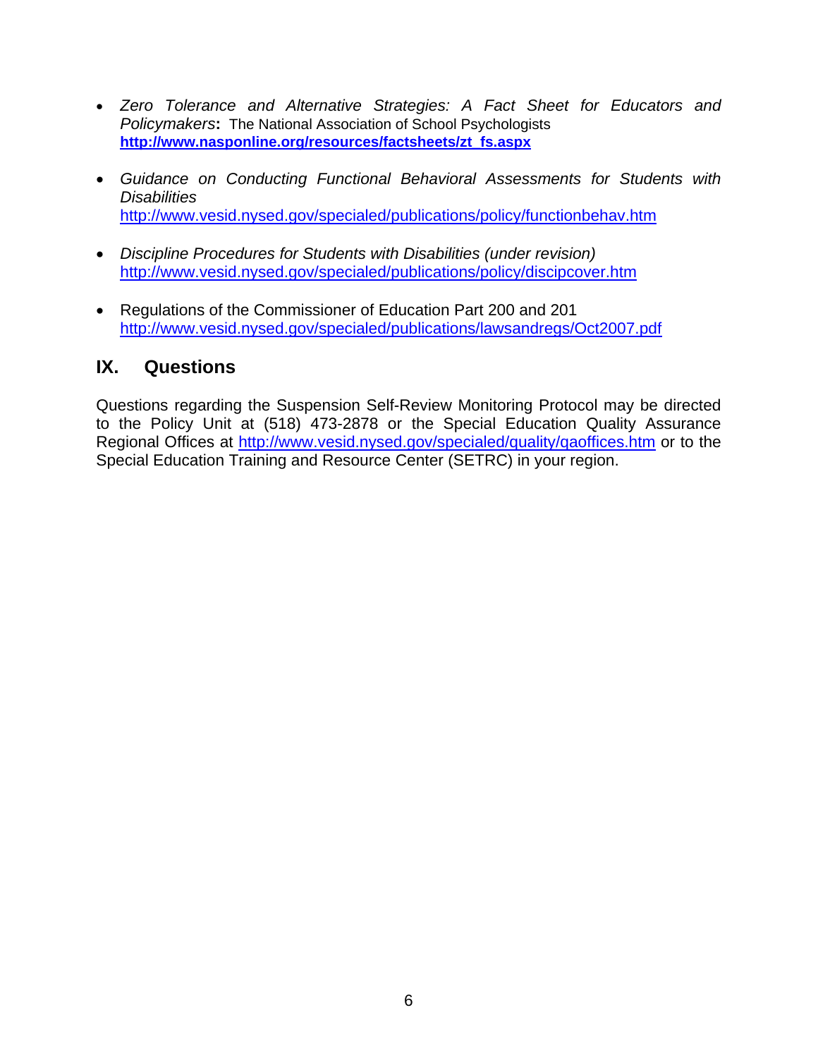- *Zero Tolerance and Alternative Strategies: A Fact Sheet for Educators and Policymakers*: The National Association of School Psychologists **http://www.nasponline.org/resources/factsheets/zt_fs.aspx**

- *Guidance on Conducting Functional Behavioral Assessments for Students with Disabilities*
  http://www.vesid.nysed.gov/specialed/publications/policy/functionbehav.htm

- *Discipline Procedures for Students with Disabilities (under revision)*
  http://www.vesid.nysed.gov/specialed/publications/policy/discipcover.htm

- Regulations of the Commissioner of Education Part 200 and 201
  http://www.vesid.nysed.gov/specialed/publications/lawsandregs/Oct2007.pdf

## IX. Questions

Questions regarding the Suspension Self-Review Monitoring Protocol may be directed to the Policy Unit at (518) 473-2878 or the Special Education Quality Assurance Regional Offices at http://www.vesid.nysed.gov/specialed/quality/qaoffices.htm or to the Special Education Training and Resource Center (SETRC) in your region.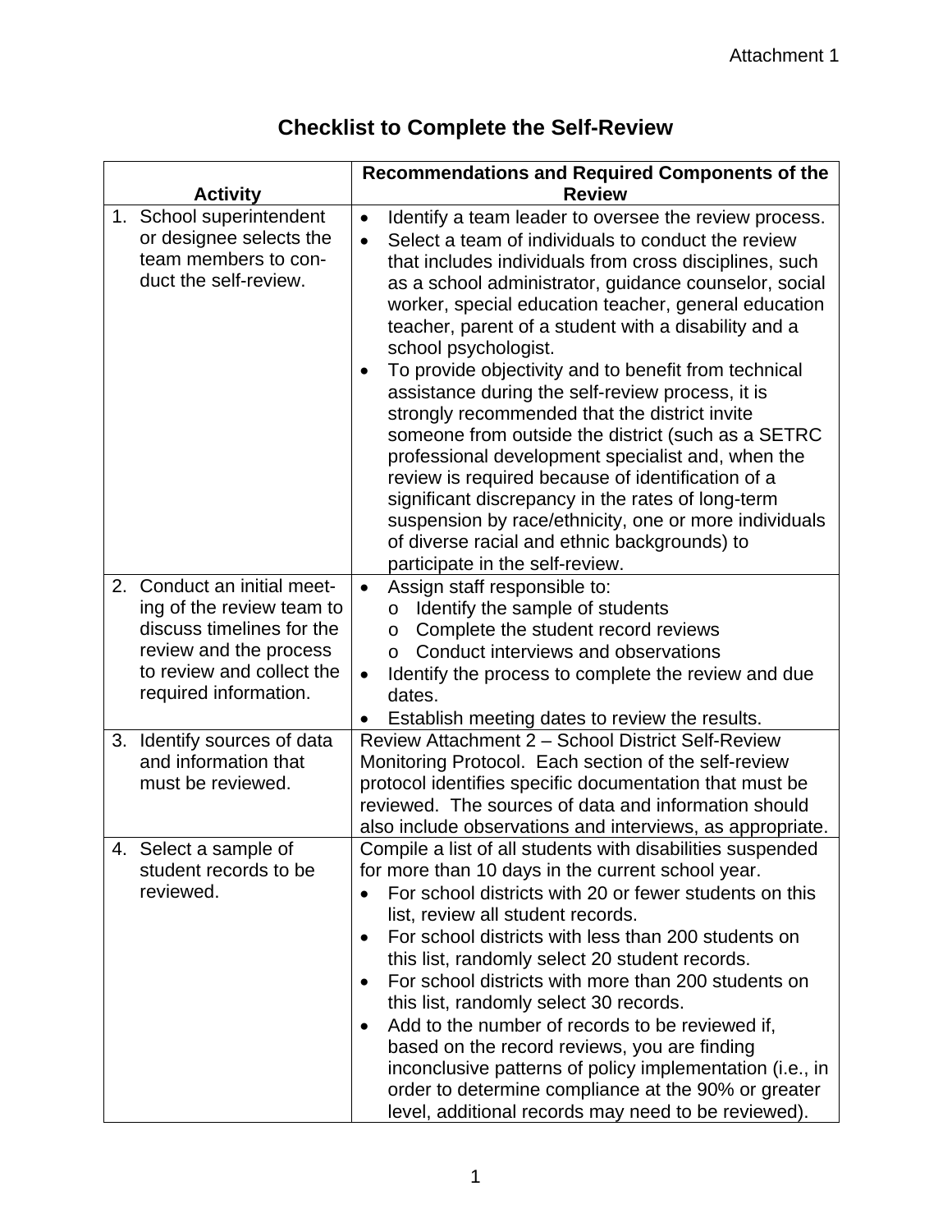Attachment 1

# Checklist to Complete the Self-Review

| Activity | Recommendations and Required Components of the Review |
|---|---|
| 1. School superintendent or designee selects the team members to conduct the self-review. | • Identify a team leader to oversee the review process.<br>• Select a team of individuals to conduct the review that includes individuals from cross disciplines, such as a school administrator, guidance counselor, social worker, special education teacher, general education teacher, parent of a student with a disability and a school psychologist.<br>• To provide objectivity and to benefit from technical assistance during the self-review process, it is strongly recommended that the district invite someone from outside the district (such as a SETRC professional development specialist and, when the review is required because of identification of a significant discrepancy in the rates of long-term suspension by race/ethnicity, one or more individuals of diverse racial and ethnic backgrounds) to participate in the self-review. |
| 2. Conduct an initial meeting of the review team to discuss timelines for the review and the process to review and collect the required information. | • Assign staff responsible to:<br>o Identify the sample of students<br>o Complete the student record reviews<br>o Conduct interviews and observations<br>• Identify the process to complete the review and due dates.<br>• Establish meeting dates to review the results. |
| 3. Identify sources of data and information that must be reviewed. | Review Attachment 2 – School District Self-Review Monitoring Protocol. Each section of the self-review protocol identifies specific documentation that must be reviewed. The sources of data and information should also include observations and interviews, as appropriate. |
| 4. Select a sample of student records to be reviewed. | Compile a list of all students with disabilities suspended for more than 10 days in the current school year.<br>• For school districts with 20 or fewer students on this list, review all student records.<br>• For school districts with less than 200 students on this list, randomly select 20 student records.<br>• For school districts with more than 200 students on this list, randomly select 30 records.<br>• Add to the number of records to be reviewed if, based on the record reviews, you are finding inconclusive patterns of policy implementation (i.e., in order to determine compliance at the 90% or greater level, additional records may need to be reviewed). |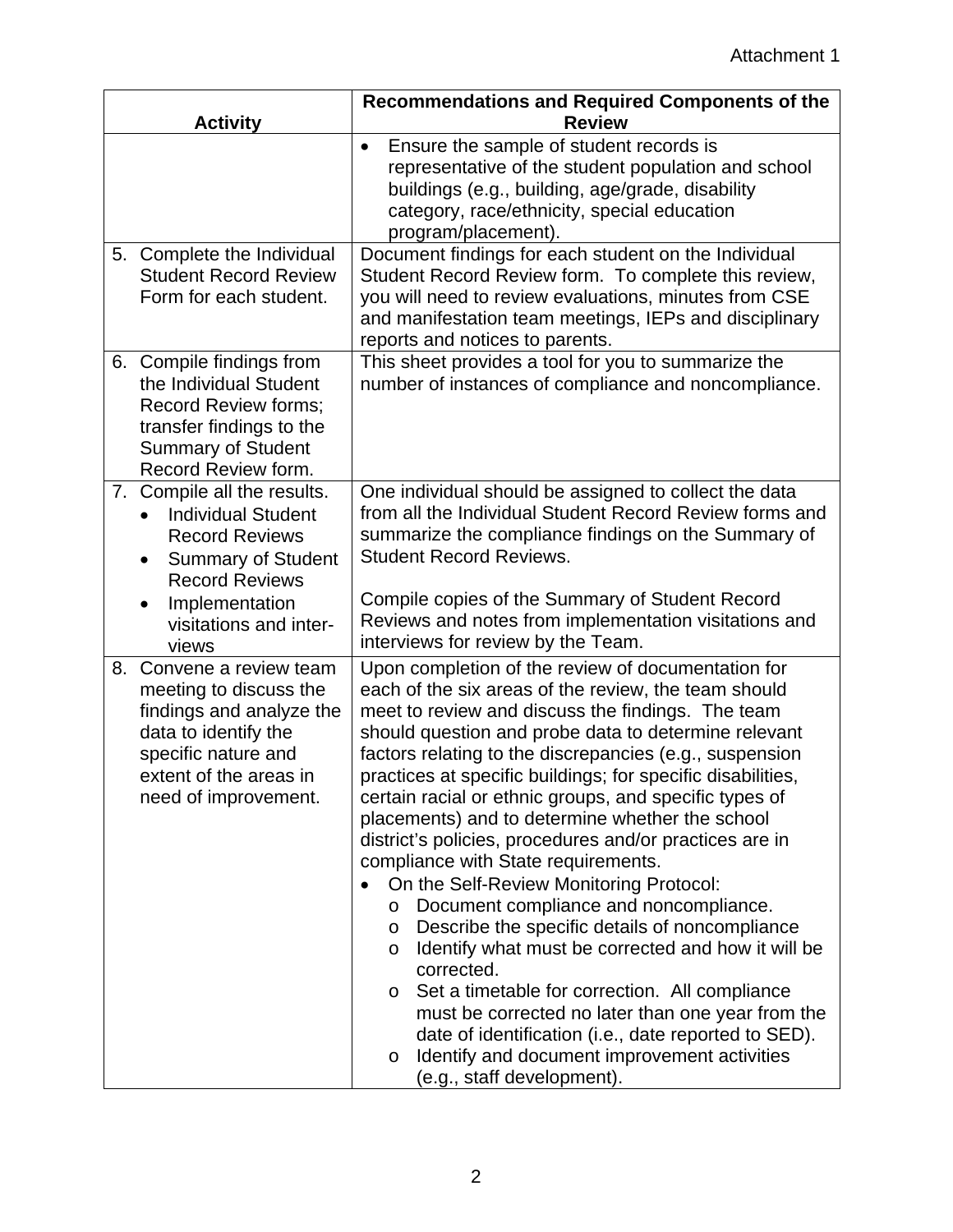Attachment 1

| Activity | Recommendations and Required Components of the Review |
|---|---|
| | • Ensure the sample of student records is representative of the student population and school buildings (e.g., building, age/grade, disability category, race/ethnicity, special education program/placement). |
| 5. Complete the Individual Student Record Review Form for each student. | Document findings for each student on the Individual Student Record Review form. To complete this review, you will need to review evaluations, minutes from CSE and manifestation team meetings, IEPs and disciplinary reports and notices to parents. |
| 6. Compile findings from the Individual Student Record Review forms; transfer findings to the Summary of Student Record Review form. | This sheet provides a tool for you to summarize the number of instances of compliance and noncompliance. |
| 7. Compile all the results. <br>• Individual Student Record Reviews <br>• Summary of Student Record Reviews <br>• Implementation visitations and inter-views | One individual should be assigned to collect the data from all the Individual Student Record Review forms and summarize the compliance findings on the Summary of Student Record Reviews. <br><br>Compile copies of the Summary of Student Record Reviews and notes from implementation visitations and interviews for review by the Team. |
| 8. Convene a review team meeting to discuss the findings and analyze the data to identify the specific nature and extent of the areas in need of improvement. | Upon completion of the review of documentation for each of the six areas of the review, the team should meet to review and discuss the findings. The team should question and probe data to determine relevant factors relating to the discrepancies (e.g., suspension practices at specific buildings; for specific disabilities, certain racial or ethnic groups, and specific types of placements) and to determine whether the school district's policies, procedures and/or practices are in compliance with State requirements. <br>• On the Self-Review Monitoring Protocol: <br>o Document compliance and noncompliance. <br>o Describe the specific details of noncompliance <br>o Identify what must be corrected and how it will be corrected. <br>o Set a timetable for correction. All compliance must be corrected no later than one year from the date of identification (i.e., date reported to SED). <br>o Identify and document improvement activities (e.g., staff development). |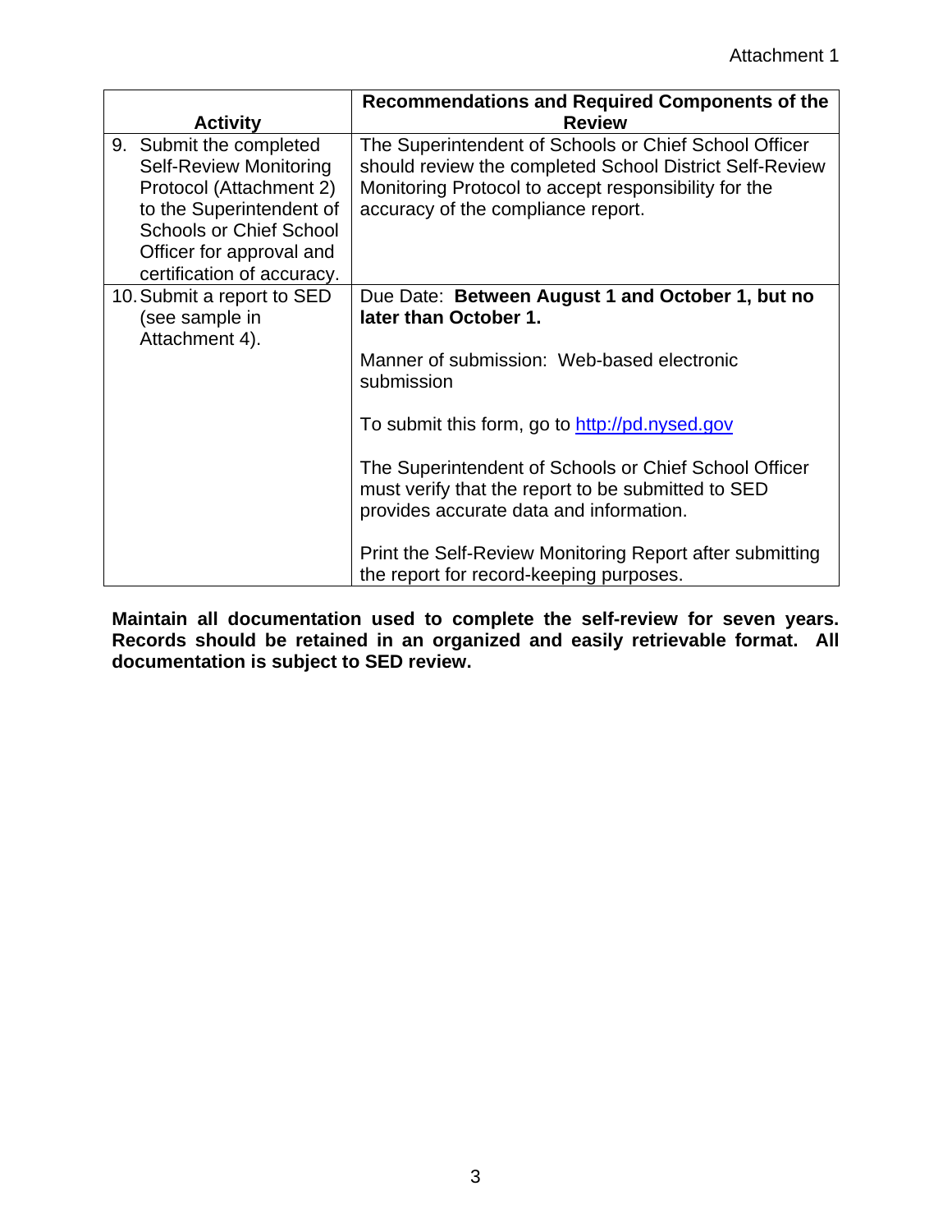| Activity | Recommendations and Required Components of the Review |
|---|---|
| 9. Submit the completed Self-Review Monitoring Protocol (Attachment 2) to the Superintendent of Schools or Chief School Officer for approval and certification of accuracy. | The Superintendent of Schools or Chief School Officer should review the completed School District Self-Review Monitoring Protocol to accept responsibility for the accuracy of the compliance report. |
| 10. Submit a report to SED (see sample in Attachment 4). | Due Date: **Between August 1 and October 1, but no later than October 1.**<br><br>Manner of submission: Web-based electronic submission<br><br>To submit this form, go to http://pd.nysed.gov<br><br>The Superintendent of Schools or Chief School Officer must verify that the report to be submitted to SED provides accurate data and information.<br><br>Print the Self-Review Monitoring Report after submitting the report for record-keeping purposes. |

**Maintain all documentation used to complete the self-review for seven years. Records should be retained in an organized and easily retrievable format. All documentation is subject to SED review.**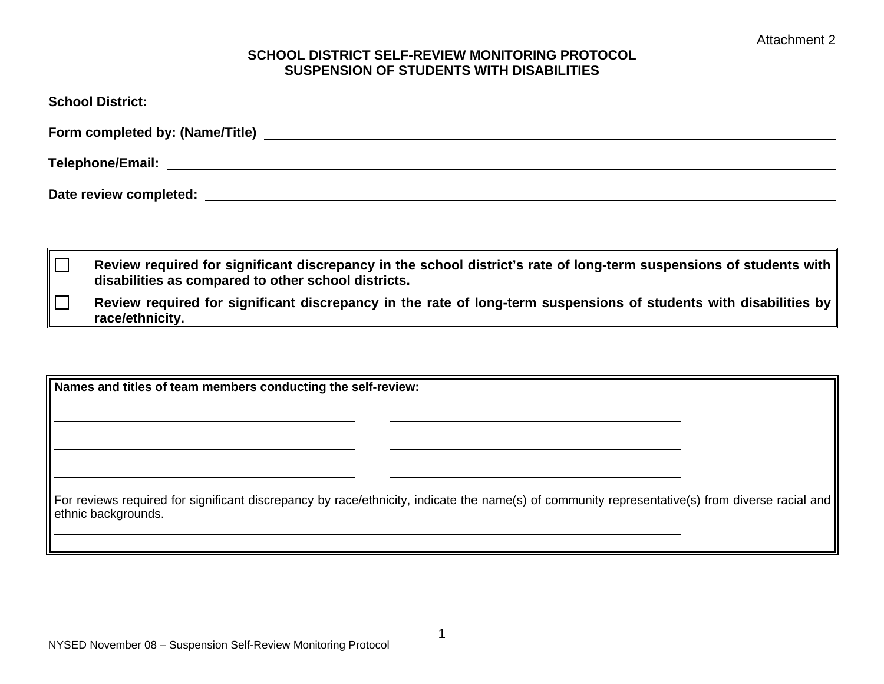Attachment 2

# SCHOOL DISTRICT SELF-REVIEW MONITORING PROTOCOL
# SUSPENSION OF STUDENTS WITH DISABILITIES

**School District:** ______________________________

**Form completed by: (Name/Title)** ______________________________

**Telephone/Email:** ______________________________

**Date review completed:** ______________________________

- ☐ **Review required for significant discrepancy in the school district's rate of long-term suspensions of students with disabilities as compared to other school districts.**
- ☐ **Review required for significant discrepancy in the rate of long-term suspensions of students with disabilities by race/ethnicity.**

**Names and titles of team members conducting the self-review:**

______________________________ ______________________________

______________________________ ______________________________

______________________________ ______________________________

For reviews required for significant discrepancy by race/ethnicity, indicate the name(s) of community representative(s) from diverse racial and ethnic backgrounds.

______________________________

NYSED November 08 – Suspension Self-Review Monitoring Protocol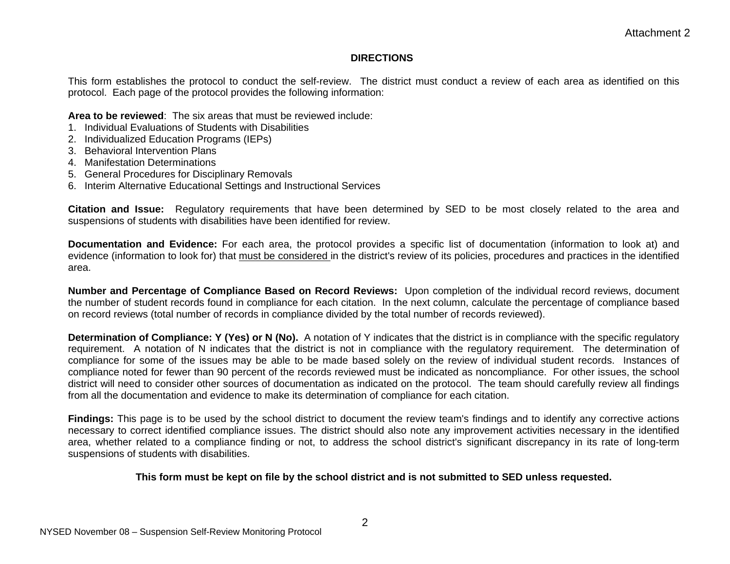Attachment 2

## DIRECTIONS

This form establishes the protocol to conduct the self-review. The district must conduct a review of each area as identified on this protocol. Each page of the protocol provides the following information:

**Area to be reviewed**: The six areas that must be reviewed include:

1. Individual Evaluations of Students with Disabilities
2. Individualized Education Programs (IEPs)
3. Behavioral Intervention Plans
4. Manifestation Determinations
5. General Procedures for Disciplinary Removals
6. Interim Alternative Educational Settings and Instructional Services

**Citation and Issue:** Regulatory requirements that have been determined by SED to be most closely related to the area and suspensions of students with disabilities have been identified for review.

**Documentation and Evidence:** For each area, the protocol provides a specific list of documentation (information to look at) and evidence (information to look for) that must be considered in the district's review of its policies, procedures and practices in the identified area.

**Number and Percentage of Compliance Based on Record Reviews:** Upon completion of the individual record reviews, document the number of student records found in compliance for each citation. In the next column, calculate the percentage of compliance based on record reviews (total number of records in compliance divided by the total number of records reviewed).

**Determination of Compliance: Y (Yes) or N (No).** A notation of Y indicates that the district is in compliance with the specific regulatory requirement. A notation of N indicates that the district is not in compliance with the regulatory requirement. The determination of compliance for some of the issues may be able to be made based solely on the review of individual student records. Instances of compliance noted for fewer than 90 percent of the records reviewed must be indicated as noncompliance. For other issues, the school district will need to consider other sources of documentation as indicated on the protocol. The team should carefully review all findings from all the documentation and evidence to make its determination of compliance for each citation.

**Findings:** This page is to be used by the school district to document the review team's findings and to identify any corrective actions necessary to correct identified compliance issues. The district should also note any improvement activities necessary in the identified area, whether related to a compliance finding or not, to address the school district's significant discrepancy in its rate of long-term suspensions of students with disabilities.

**This form must be kept on file by the school district and is not submitted to SED unless requested.**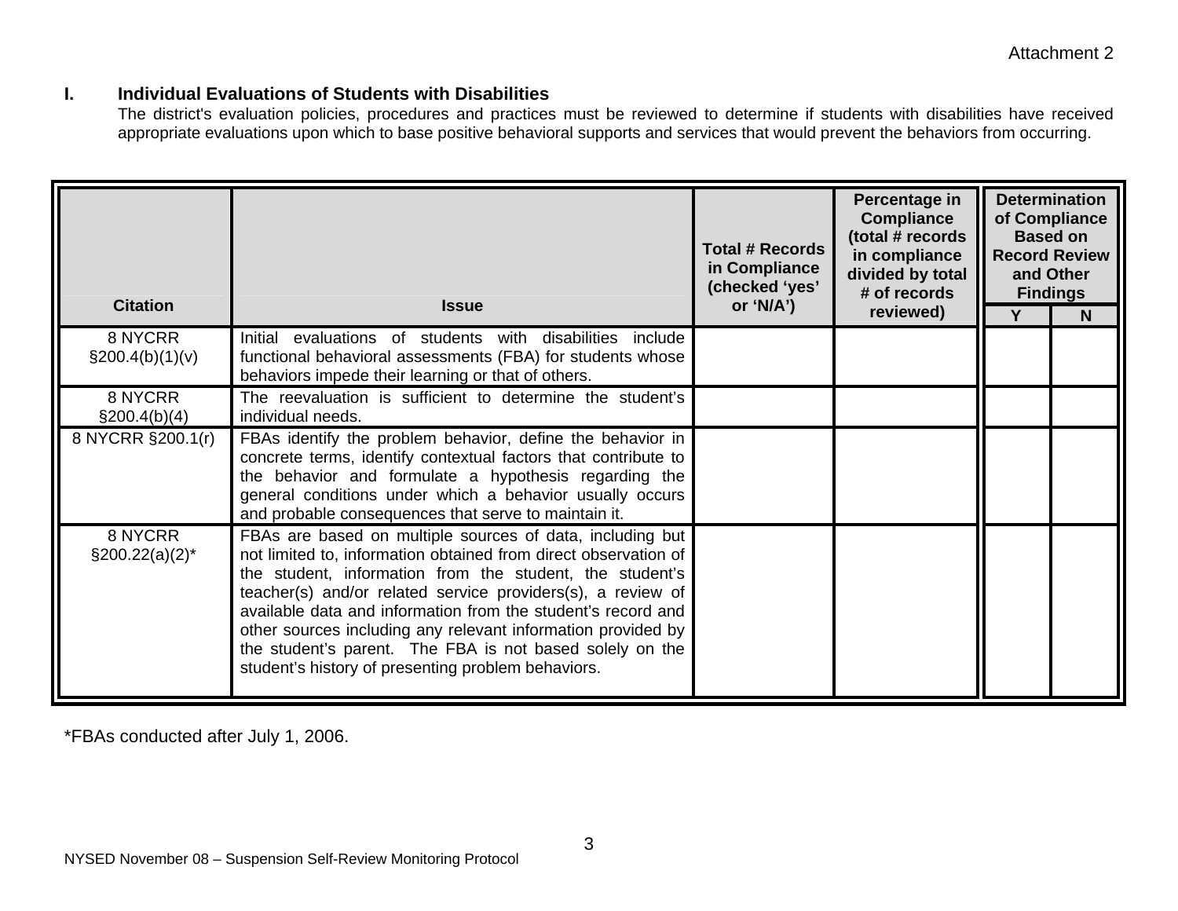Attachment 2

## I. Individual Evaluations of Students with Disabilities

The district's evaluation policies, procedures and practices must be reviewed to determine if students with disabilities have received appropriate evaluations upon which to base positive behavioral supports and services that would prevent the behaviors from occurring.

| Citation | Issue | Total # Records in Compliance (checked 'yes' or 'N/A') | Percentage in Compliance (total # records in compliance divided by total # of records reviewed) | Determination of Compliance Based on Record Review and Other Findings | |
|---|---|---|---|---|---|
| | | | | Y | N |
| 8 NYCRR §200.4(b)(1)(v) | Initial evaluations of students with disabilities include functional behavioral assessments (FBA) for students whose behaviors impede their learning or that of others. | | | | |
| 8 NYCRR §200.4(b)(4) | The reevaluation is sufficient to determine the student's individual needs. | | | | |
| 8 NYCRR §200.1(r) | FBAs identify the problem behavior, define the behavior in concrete terms, identify contextual factors that contribute to the behavior and formulate a hypothesis regarding the general conditions under which a behavior usually occurs and probable consequences that serve to maintain it. | | | | |
| 8 NYCRR §200.22(a)(2)* | FBAs are based on multiple sources of data, including but not limited to, information obtained from direct observation of the student, information from the student, the student's teacher(s) and/or related service providers(s), a review of available data and information from the student's record and other sources including any relevant information provided by the student's parent. The FBA is not based solely on the student's history of presenting problem behaviors. | | | | |

*FBAs conducted after July 1, 2006.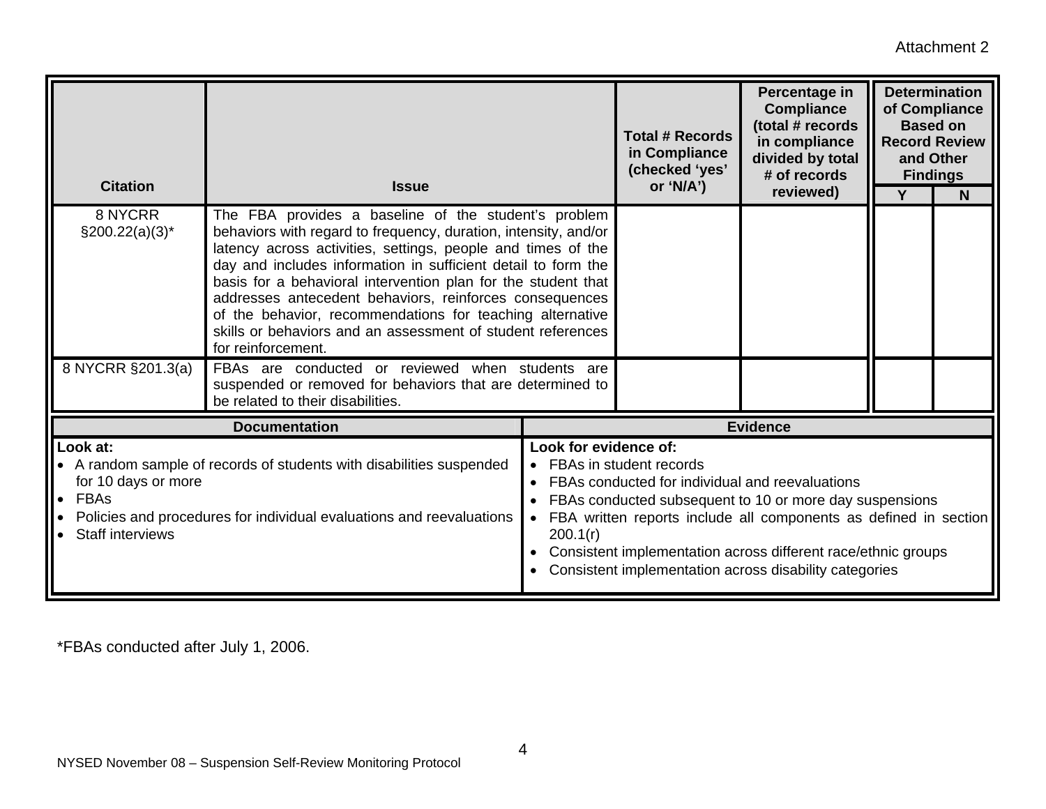Attachment 2

| Citation | Issue | Total # Records in Compliance (checked 'yes' or 'N/A') | Percentage in Compliance (total # records in compliance divided by total # of records reviewed) | Determination of Compliance Based on Record Review and Other Findings | |
|---|---|---|---|---|---|
| | | | | Y | N |
| 8 NYCRR §200.22(a)(3)* | The FBA provides a baseline of the student's problem behaviors with regard to frequency, duration, intensity, and/or latency across activities, settings, people and times of the day and includes information in sufficient detail to form the basis for a behavioral intervention plan for the student that addresses antecedent behaviors, reinforces consequences of the behavior, recommendations for teaching alternative skills or behaviors and an assessment of student references for reinforcement. | | | | |
| 8 NYCRR §201.3(a) | FBAs are conducted or reviewed when students are suspended or removed for behaviors that are determined to be related to their disabilities. | | | | |

| Documentation | Evidence |
|---|---|
| **Look at:**<br>• A random sample of records of students with disabilities suspended for 10 days or more<br>• FBAs<br>• Policies and procedures for individual evaluations and reevaluations<br>• Staff interviews | **Look for evidence of:**<br>• FBAs in student records<br>• FBAs conducted for individual and reevaluations<br>• FBAs conducted subsequent to 10 or more day suspensions<br>• FBA written reports include all components as defined in section 200.1(r)<br>• Consistent implementation across different race/ethnic groups<br>• Consistent implementation across disability categories |

*FBAs conducted after July 1, 2006.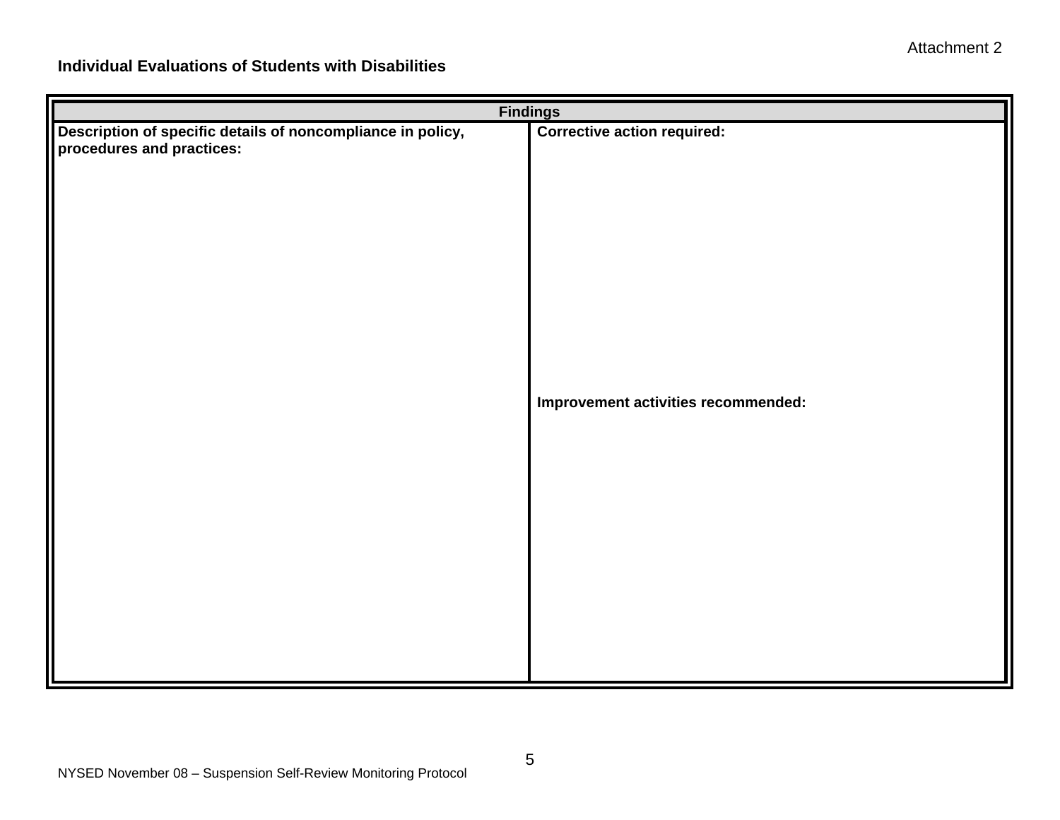Attachment 2

**Individual Evaluations of Students with Disabilities**

| **Findings** | |
|---|---|
| **Description of specific details of noncompliance in policy, procedures and practices:** | **Corrective action required:**<br><br>**Improvement activities recommended:** |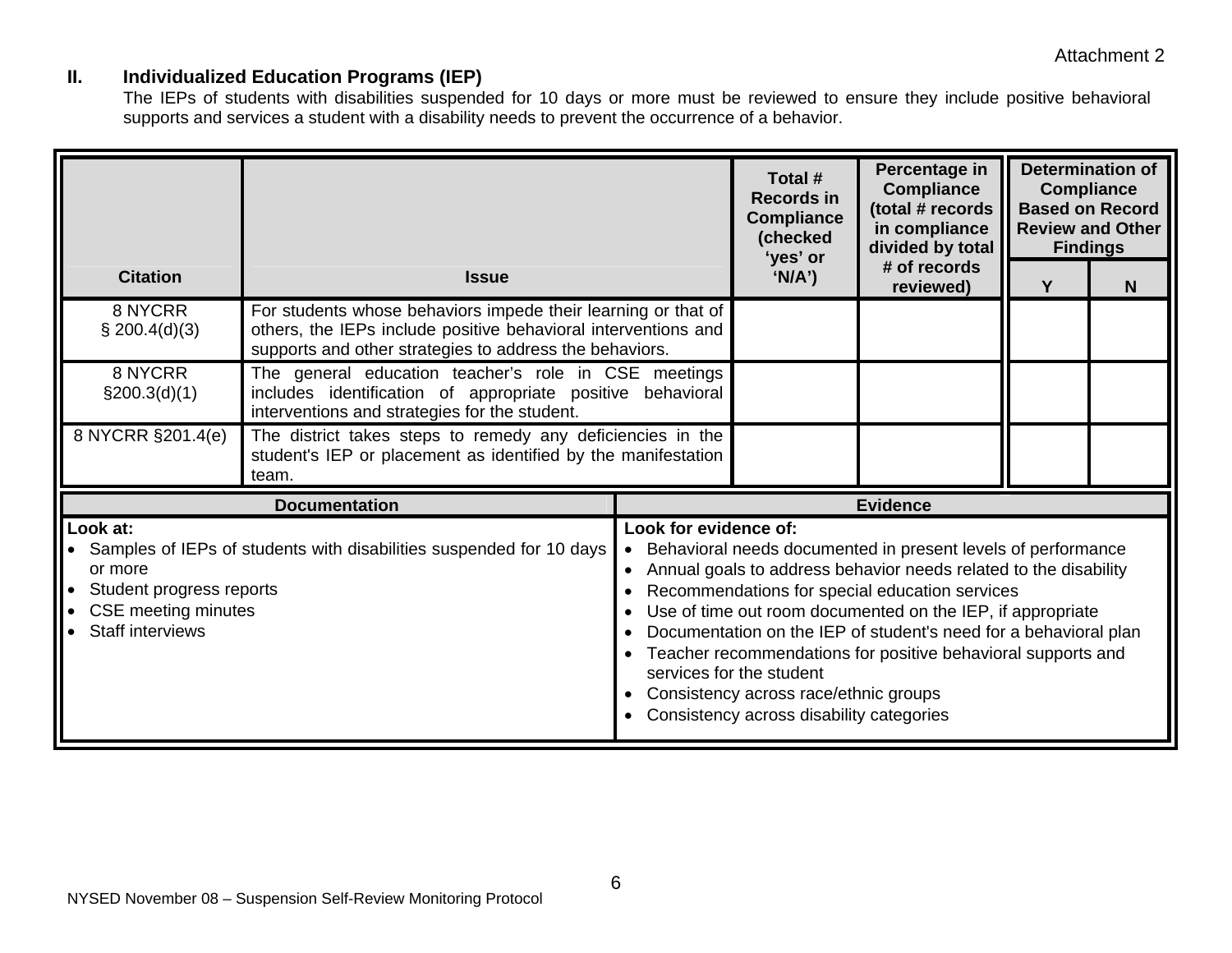Attachment 2

## II. Individualized Education Programs (IEP)

The IEPs of students with disabilities suspended for 10 days or more must be reviewed to ensure they include positive behavioral supports and services a student with a disability needs to prevent the occurrence of a behavior.

| Citation | Issue | Total # Records in Compliance (checked 'yes' or 'N/A') | Percentage in Compliance (total # records in compliance divided by total # of records reviewed) | Determination of Compliance Based on Record Review and Other Findings | |
|---|---|---|---|---|---|
| | | | | Y | N |
| 8 NYCRR § 200.4(d)(3) | For students whose behaviors impede their learning or that of others, the IEPs include positive behavioral interventions and supports and other strategies to address the behaviors. | | | | |
| 8 NYCRR §200.3(d)(1) | The general education teacher's role in CSE meetings includes identification of appropriate positive behavioral interventions and strategies for the student. | | | | |
| 8 NYCRR §201.4(e) | The district takes steps to remedy any deficiencies in the student's IEP or placement as identified by the manifestation team. | | | | |

| Documentation | Evidence |
|---|---|
| **Look at:**<br>• Samples of IEPs of students with disabilities suspended for 10 days or more<br>• Student progress reports<br>• CSE meeting minutes<br>• Staff interviews | **Look for evidence of:**<br>• Behavioral needs documented in present levels of performance<br>• Annual goals to address behavior needs related to the disability<br>• Recommendations for special education services<br>• Use of time out room documented on the IEP, if appropriate<br>• Documentation on the IEP of student's need for a behavioral plan<br>• Teacher recommendations for positive behavioral supports and services for the student<br>• Consistency across race/ethnic groups<br>• Consistency across disability categories |

NYSED November 08 – Suspension Self-Review Monitoring Protocol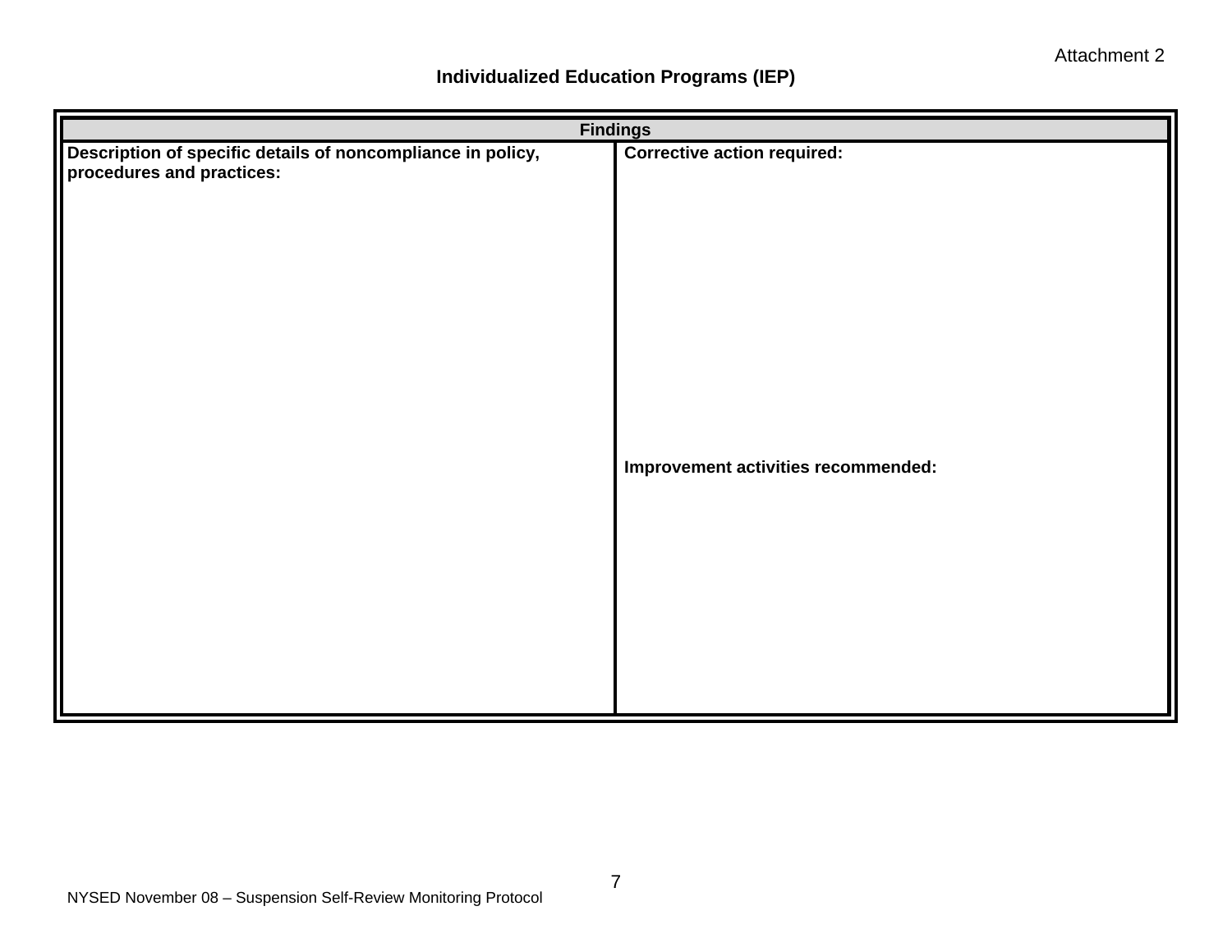Attachment 2

## Individualized Education Programs (IEP)

| Findings | |
|---|---|
| **Description of specific details of noncompliance in policy, procedures and practices:** | **Corrective action required:**<br><br><br><br>**Improvement activities recommended:** |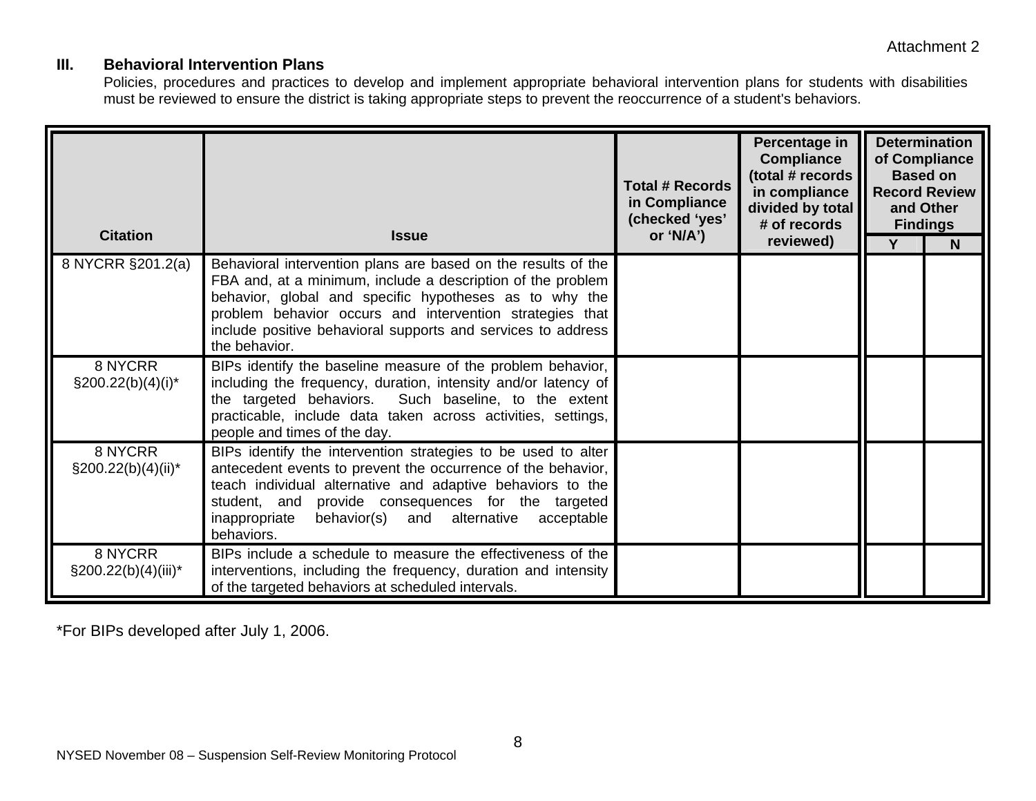Attachment 2

### III. Behavioral Intervention Plans

Policies, procedures and practices to develop and implement appropriate behavioral intervention plans for students with disabilities must be reviewed to ensure the district is taking appropriate steps to prevent the reoccurrence of a student's behaviors.

| Citation | Issue | Total # Records in Compliance (checked 'yes' or 'N/A') | Percentage in Compliance (total # records in compliance divided by total # of records reviewed) | Determination of Compliance Based on Record Review and Other Findings | |
|---|---|---|---|---|---|
| | | | | Y | N |
| 8 NYCRR §201.2(a) | Behavioral intervention plans are based on the results of the FBA and, at a minimum, include a description of the problem behavior, global and specific hypotheses as to why the problem behavior occurs and intervention strategies that include positive behavioral supports and services to address the behavior. | | | | |
| 8 NYCRR §200.22(b)(4)(i)* | BIPs identify the baseline measure of the problem behavior, including the frequency, duration, intensity and/or latency of the targeted behaviors. Such baseline, to the extent practicable, include data taken across activities, settings, people and times of the day. | | | | |
| 8 NYCRR §200.22(b)(4)(ii)* | BIPs identify the intervention strategies to be used to alter antecedent events to prevent the occurrence of the behavior, teach individual alternative and adaptive behaviors to the student, and provide consequences for the targeted inappropriate behavior(s) and alternative acceptable behaviors. | | | | |
| 8 NYCRR §200.22(b)(4)(iii)* | BIPs include a schedule to measure the effectiveness of the interventions, including the frequency, duration and intensity of the targeted behaviors at scheduled intervals. | | | | |

*For BIPs developed after July 1, 2006.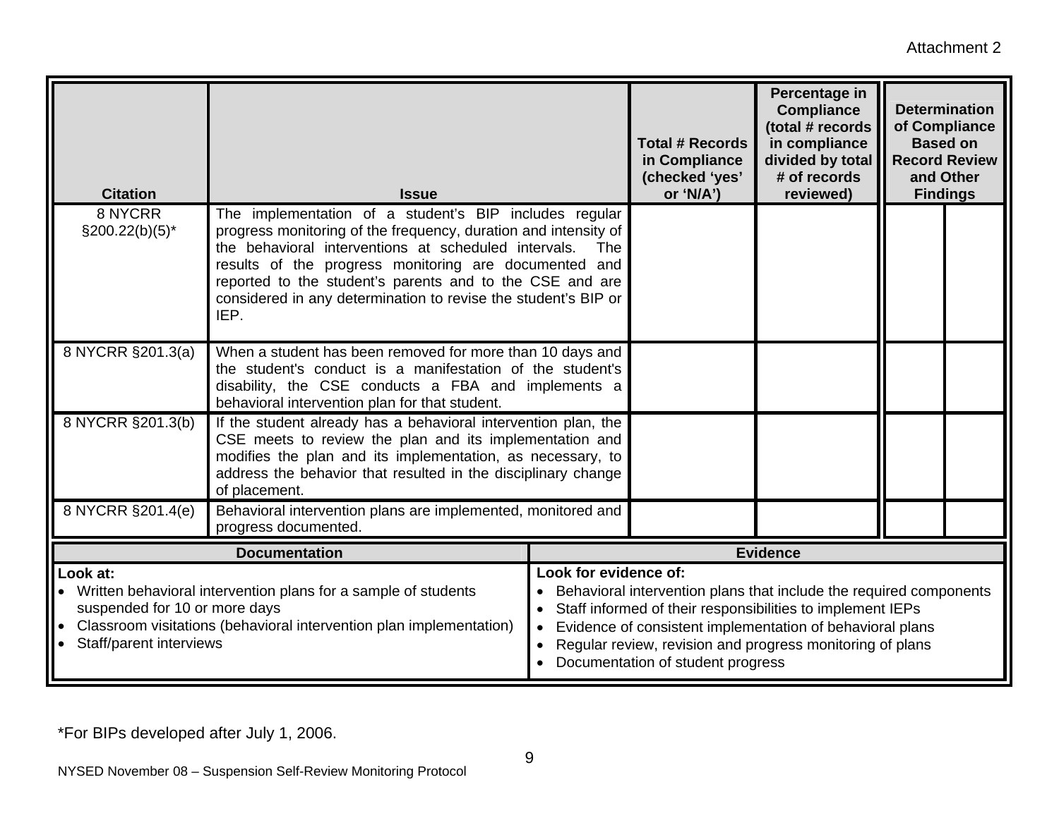Attachment 2

| Citation | Issue | Total # Records in Compliance (checked 'yes' or 'N/A') | Percentage in Compliance (total # records in compliance divided by total # of records reviewed) | Determination of Compliance Based on Record Review and Other Findings | |
|---|---|---|---|---|---|
| 8 NYCRR §200.22(b)(5)* | The implementation of a student's BIP includes regular progress monitoring of the frequency, duration and intensity of the behavioral interventions at scheduled intervals. The results of the progress monitoring are documented and reported to the student's parents and to the CSE and are considered in any determination to revise the student's BIP or IEP. | | | | |
| 8 NYCRR §201.3(a) | When a student has been removed for more than 10 days and the student's conduct is a manifestation of the student's disability, the CSE conducts a FBA and implements a behavioral intervention plan for that student. | | | | |
| 8 NYCRR §201.3(b) | If the student already has a behavioral intervention plan, the CSE meets to review the plan and its implementation and modifies the plan and its implementation, as necessary, to address the behavior that resulted in the disciplinary change of placement. | | | | |
| 8 NYCRR §201.4(e) | Behavioral intervention plans are implemented, monitored and progress documented. | | | | |

| Documentation | Evidence |
|---|---|
| **Look at:**<br>• Written behavioral intervention plans for a sample of students suspended for 10 or more days<br>• Classroom visitations (behavioral intervention plan implementation)<br>• Staff/parent interviews | **Look for evidence of:**<br>• Behavioral intervention plans that include the required components<br>• Staff informed of their responsibilities to implement IEPs<br>• Evidence of consistent implementation of behavioral plans<br>• Regular review, revision and progress monitoring of plans<br>• Documentation of student progress |

*For BIPs developed after July 1, 2006.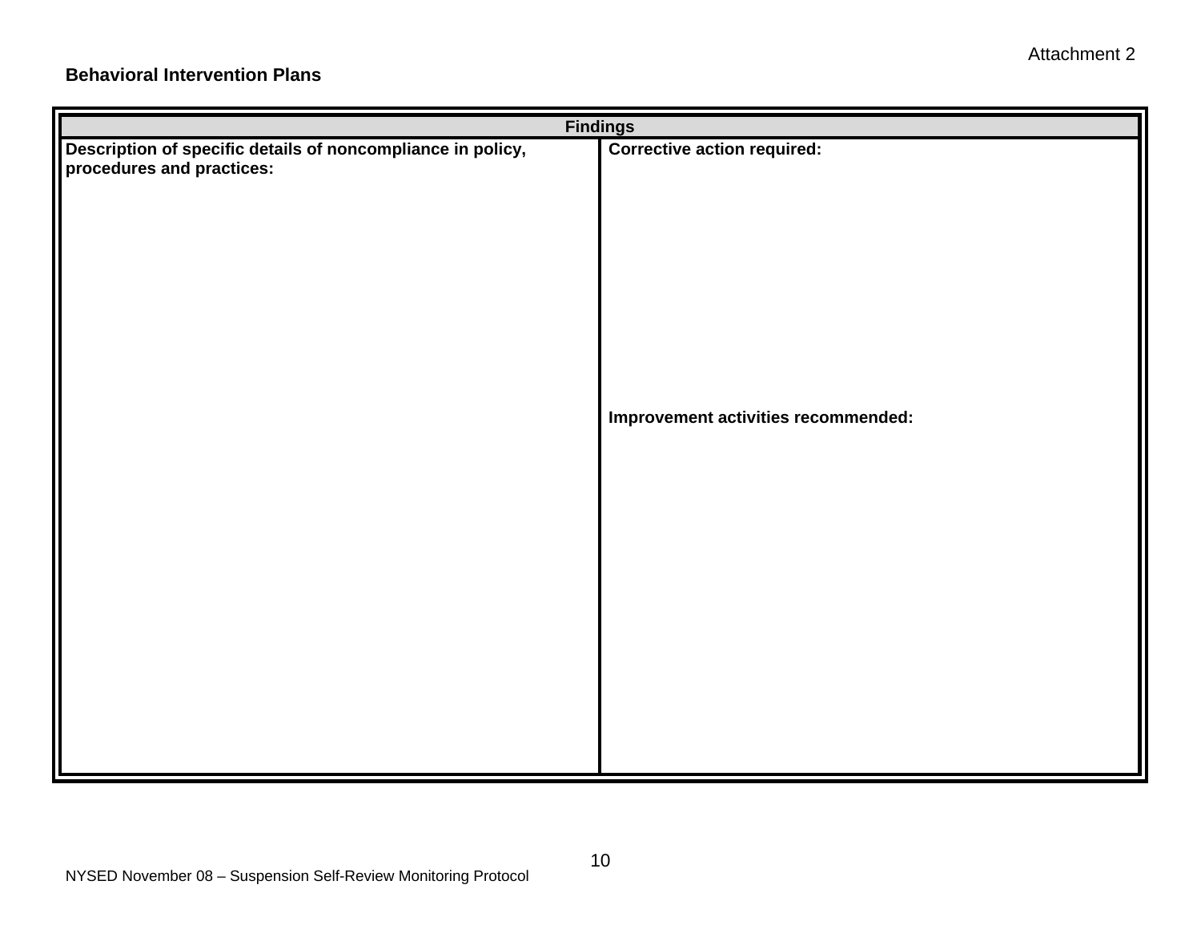Attachment 2

**Behavioral Intervention Plans**

| Findings | |
|---|---|
| **Description of specific details of noncompliance in policy, procedures and practices:** | **Corrective action required:**<br><br><br><br><br>**Improvement activities recommended:** |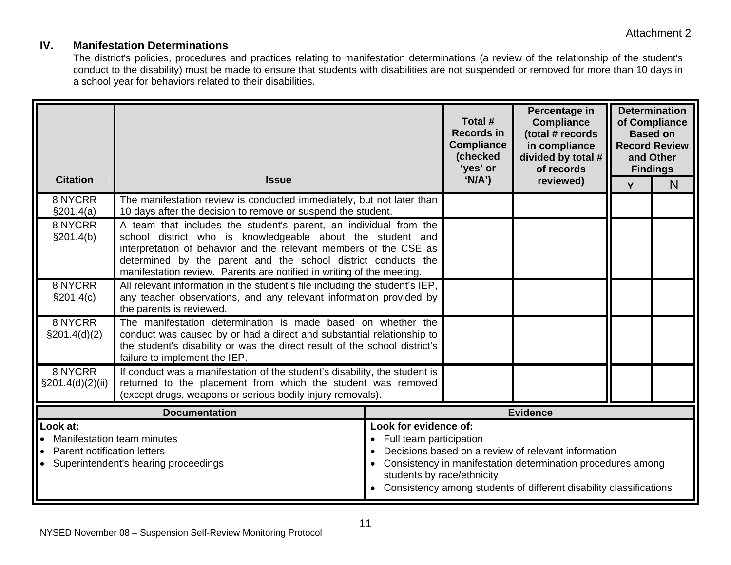Attachment 2

## IV. Manifestation Determinations

The district's policies, procedures and practices relating to manifestation determinations (a review of the relationship of the student's conduct to the disability) must be made to ensure that students with disabilities are not suspended or removed for more than 10 days in a school year for behaviors related to their disabilities.

| Citation | Issue | Total # Records in Compliance (checked 'yes' or 'N/A') | Percentage in Compliance (total # records in compliance divided by total # of records reviewed) | Determination of Compliance Based on Record Review and Other Findings | |
|---|---|---|---|---|---|
| | | | | Y | N |
| 8 NYCRR §201.4(a) | The manifestation review is conducted immediately, but not later than 10 days after the decision to remove or suspend the student. | | | | |
| 8 NYCRR §201.4(b) | A team that includes the student's parent, an individual from the school district who is knowledgeable about the student and interpretation of behavior and the relevant members of the CSE as determined by the parent and the school district conducts the manifestation review. Parents are notified in writing of the meeting. | | | | |
| 8 NYCRR §201.4(c) | All relevant information in the student's file including the student's IEP, any teacher observations, and any relevant information provided by the parents is reviewed. | | | | |
| 8 NYCRR §201.4(d)(2) | The manifestation determination is made based on whether the conduct was caused by or had a direct and substantial relationship to the student's disability or was the direct result of the school district's failure to implement the IEP. | | | | |
| 8 NYCRR §201.4(d)(2)(ii) | If conduct was a manifestation of the student's disability, the student is returned to the placement from which the student was removed (except drugs, weapons or serious bodily injury removals). | | | | |

| Documentation | Evidence |
|---|---|
| **Look at:**<br>• Manifestation team minutes<br>• Parent notification letters<br>• Superintendent's hearing proceedings | **Look for evidence of:**<br>• Full team participation<br>• Decisions based on a review of relevant information<br>• Consistency in manifestation determination procedures among students by race/ethnicity<br>• Consistency among students of different disability classifications |

NYSED November 08 – Suspension Self-Review Monitoring Protocol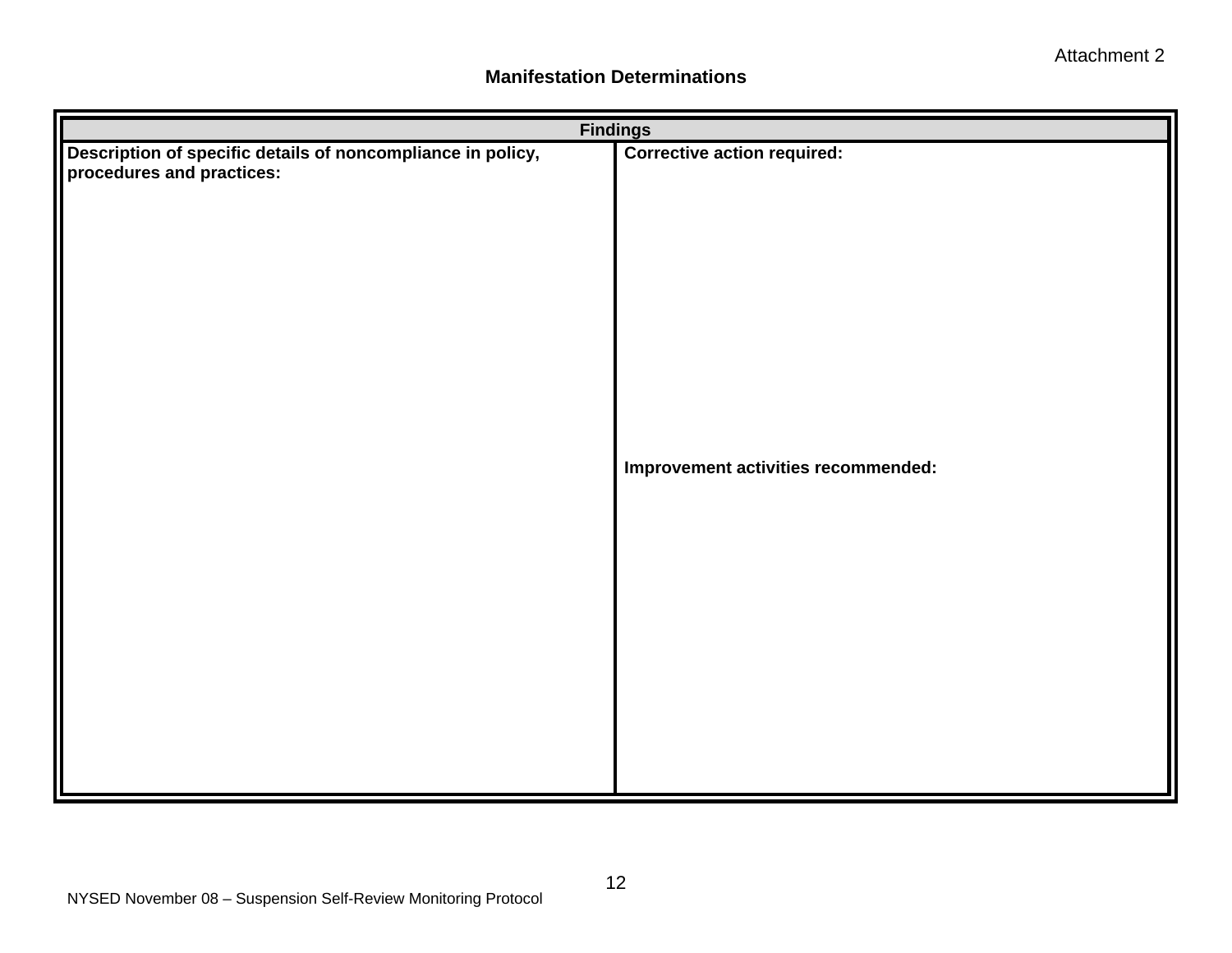Attachment 2

**Manifestation Determinations**

| Findings | |
|---|---|
| **Description of specific details of noncompliance in policy, procedures and practices:** | **Corrective action required:** <br><br><br><br><br> **Improvement activities recommended:** |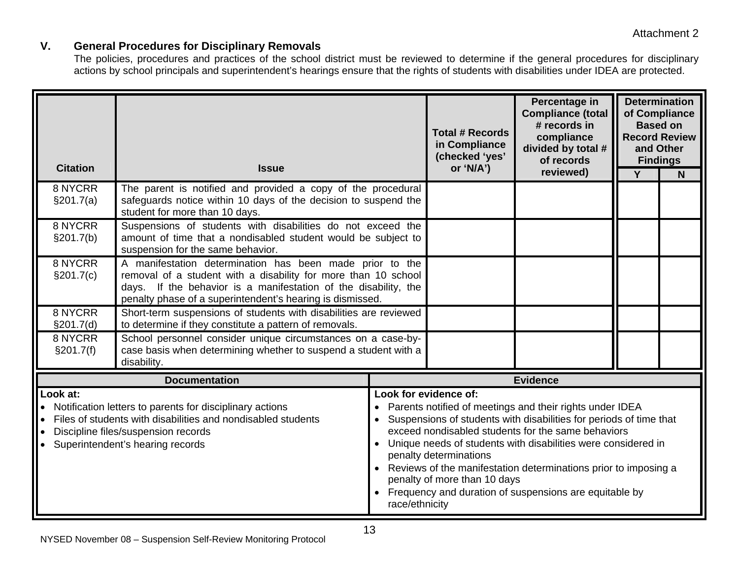Attachment 2

## V. General Procedures for Disciplinary Removals

The policies, procedures and practices of the school district must be reviewed to determine if the general procedures for disciplinary actions by school principals and superintendent's hearings ensure that the rights of students with disabilities under IDEA are protected.

| Citation | Issue | Total # Records in Compliance (checked 'yes' or 'N/A') | Percentage in Compliance (total # records in compliance divided by total # of records reviewed) | Determination of Compliance Based on Record Review and Other Findings | |
|---|---|---|---|---|---|
| | | | | Y | N |
| 8 NYCRR §201.7(a) | The parent is notified and provided a copy of the procedural safeguards notice within 10 days of the decision to suspend the student for more than 10 days. | | | | |
| 8 NYCRR §201.7(b) | Suspensions of students with disabilities do not exceed the amount of time that a nondisabled student would be subject to suspension for the same behavior. | | | | |
| 8 NYCRR §201.7(c) | A manifestation determination has been made prior to the removal of a student with a disability for more than 10 school days. If the behavior is a manifestation of the disability, the penalty phase of a superintendent's hearing is dismissed. | | | | |
| 8 NYCRR §201.7(d) | Short-term suspensions of students with disabilities are reviewed to determine if they constitute a pattern of removals. | | | | |
| 8 NYCRR §201.7(f) | School personnel consider unique circumstances on a case-by-case basis when determining whether to suspend a student with a disability. | | | | |

| Documentation | Evidence |
|---|---|
| **Look at:**<br>• Notification letters to parents for disciplinary actions<br>• Files of students with disabilities and nondisabled students<br>• Discipline files/suspension records<br>• Superintendent's hearing records | **Look for evidence of:**<br>• Parents notified of meetings and their rights under IDEA<br>• Suspensions of students with disabilities for periods of time that exceed nondisabled students for the same behaviors<br>• Unique needs of students with disabilities were considered in penalty determinations<br>• Reviews of the manifestation determinations prior to imposing a penalty of more than 10 days<br>• Frequency and duration of suspensions are equitable by race/ethnicity |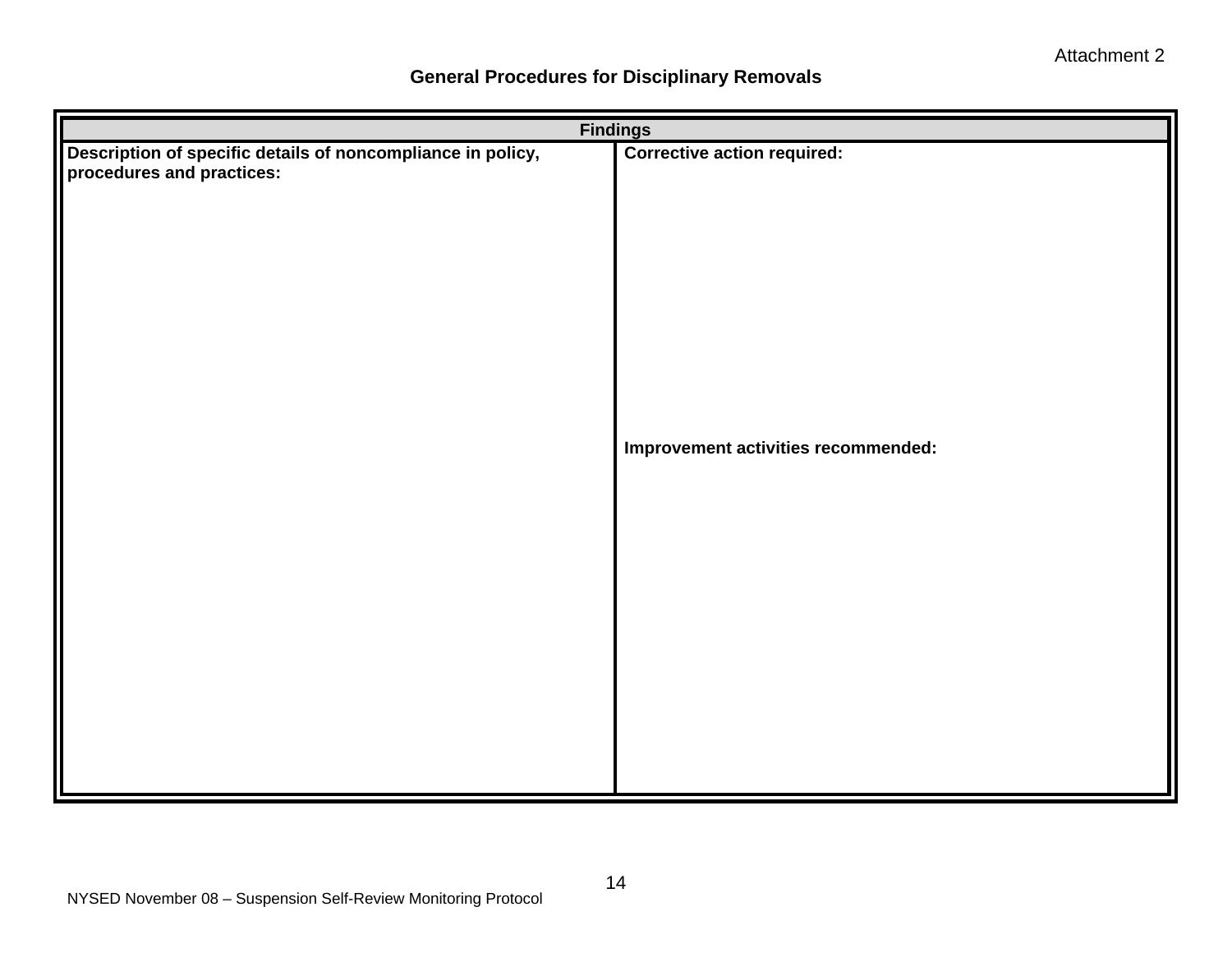Attachment 2

## General Procedures for Disciplinary Removals

| Findings | |
|---|---|
| **Description of specific details of noncompliance in policy, procedures and practices:** | **Corrective action required:**<br><br><br><br><br>**Improvement activities recommended:** |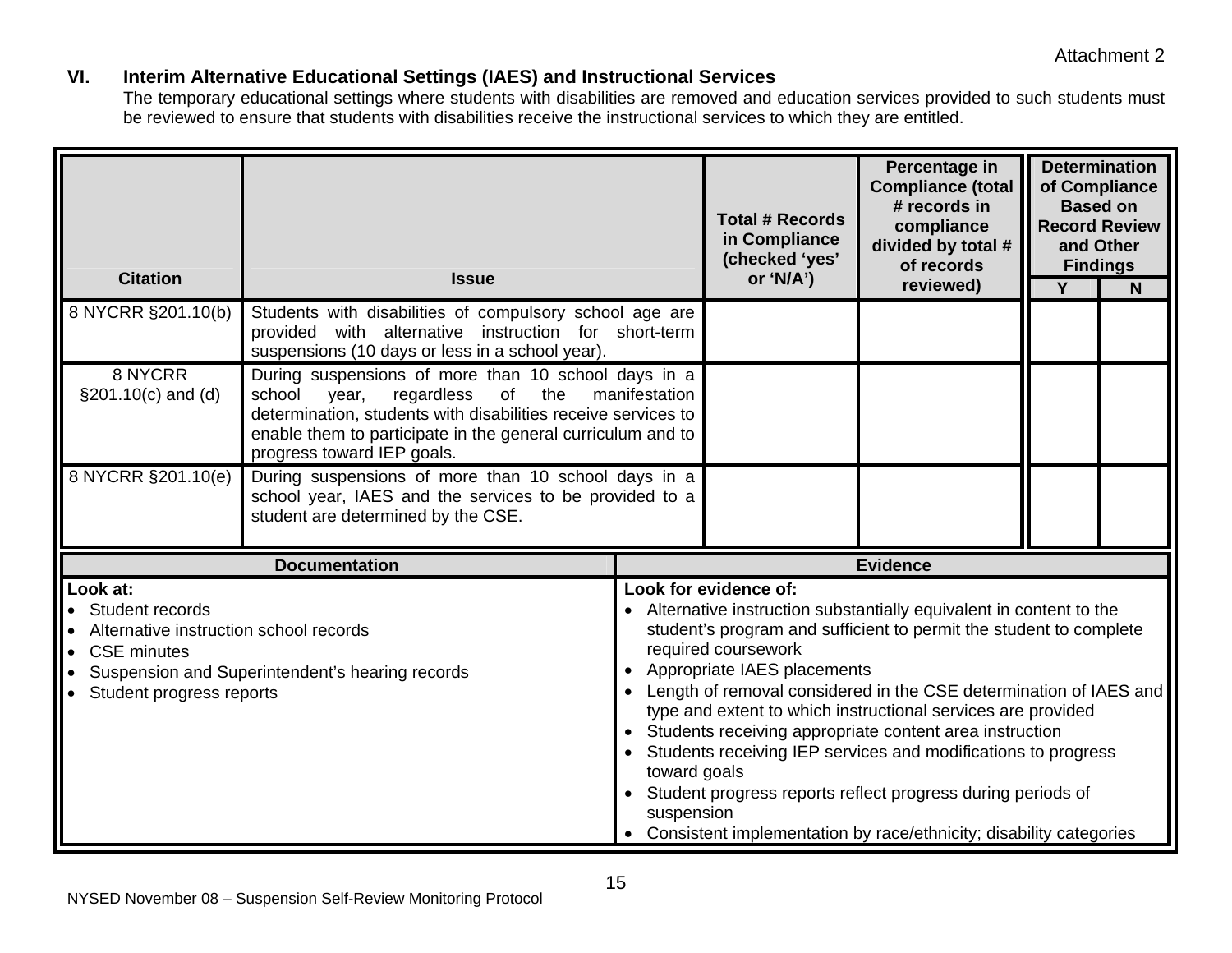Attachment 2

## VI. Interim Alternative Educational Settings (IAES) and Instructional Services

The temporary educational settings where students with disabilities are removed and education services provided to such students must be reviewed to ensure that students with disabilities receive the instructional services to which they are entitled.

| Citation | Issue | Total # Records in Compliance (checked 'yes' or 'N/A') | Percentage in Compliance (total # records in compliance divided by total # of records reviewed) | Determination of Compliance Based on Record Review and Other Findings | |
|---|---|---|---|---|---|
| | | | | Y | N |
| 8 NYCRR §201.10(b) | Students with disabilities of compulsory school age are provided with alternative instruction for short-term suspensions (10 days or less in a school year). | | | | |
| 8 NYCRR §201.10(c) and (d) | During suspensions of more than 10 school days in a school year, regardless of the manifestation determination, students with disabilities receive services to enable them to participate in the general curriculum and to progress toward IEP goals. | | | | |
| 8 NYCRR §201.10(e) | During suspensions of more than 10 school days in a school year, IAES and the services to be provided to a student are determined by the CSE. | | | | |

| Documentation | Evidence |
|---|---|
| **Look at:**<br>• Student records<br>• Alternative instruction school records<br>• CSE minutes<br>• Suspension and Superintendent's hearing records<br>• Student progress reports | **Look for evidence of:**<br>• Alternative instruction substantially equivalent in content to the student's program and sufficient to permit the student to complete required coursework<br>• Appropriate IAES placements<br>• Length of removal considered in the CSE determination of IAES and type and extent to which instructional services are provided<br>• Students receiving appropriate content area instruction<br>• Students receiving IEP services and modifications to progress toward goals<br>• Student progress reports reflect progress during periods of suspension<br>• Consistent implementation by race/ethnicity; disability categories |

NYSED November 08 – Suspension Self-Review Monitoring Protocol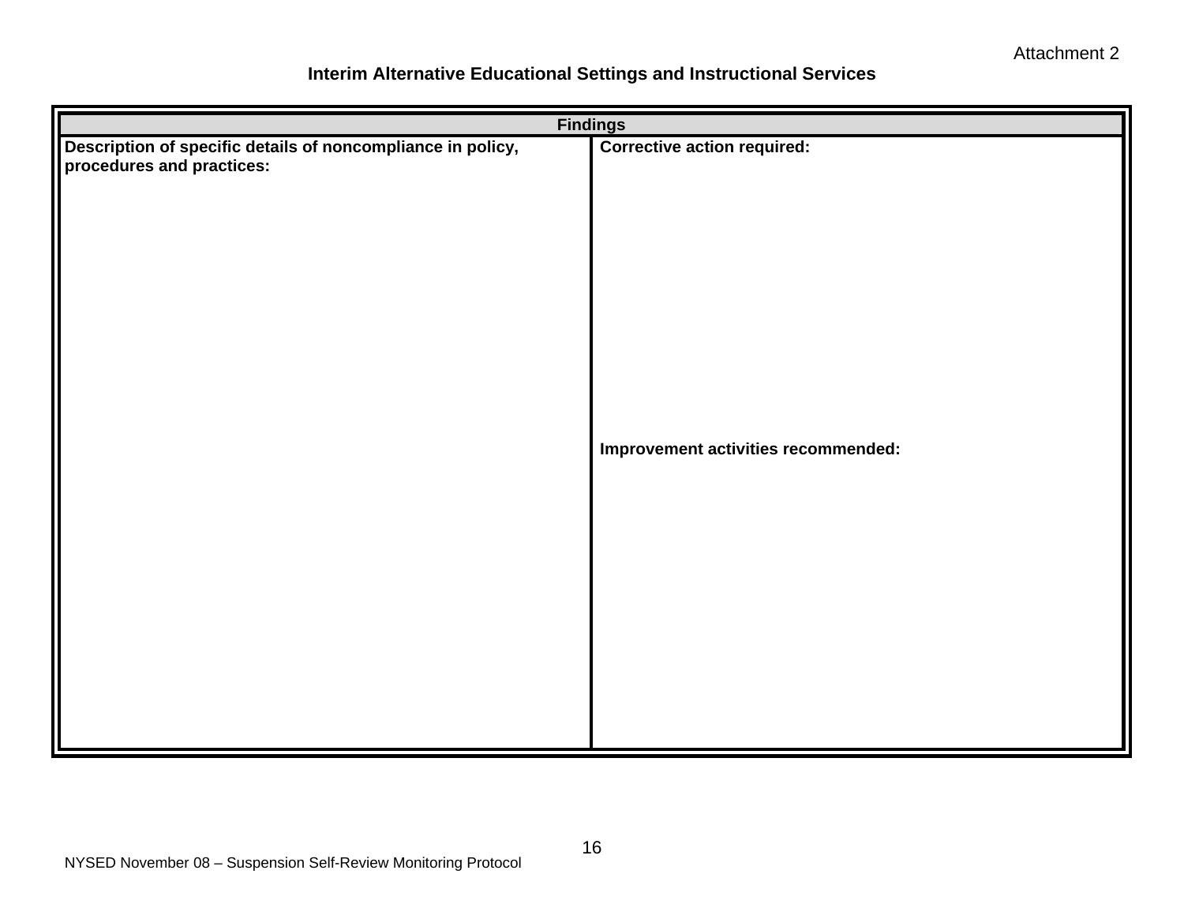Attachment 2

**Interim Alternative Educational Settings and Instructional Services**

| **Findings** | |
|---|---|
| **Description of specific details of noncompliance in policy, procedures and practices:** | **Corrective action required:**<br><br><br><br><br>**Improvement activities recommended:** |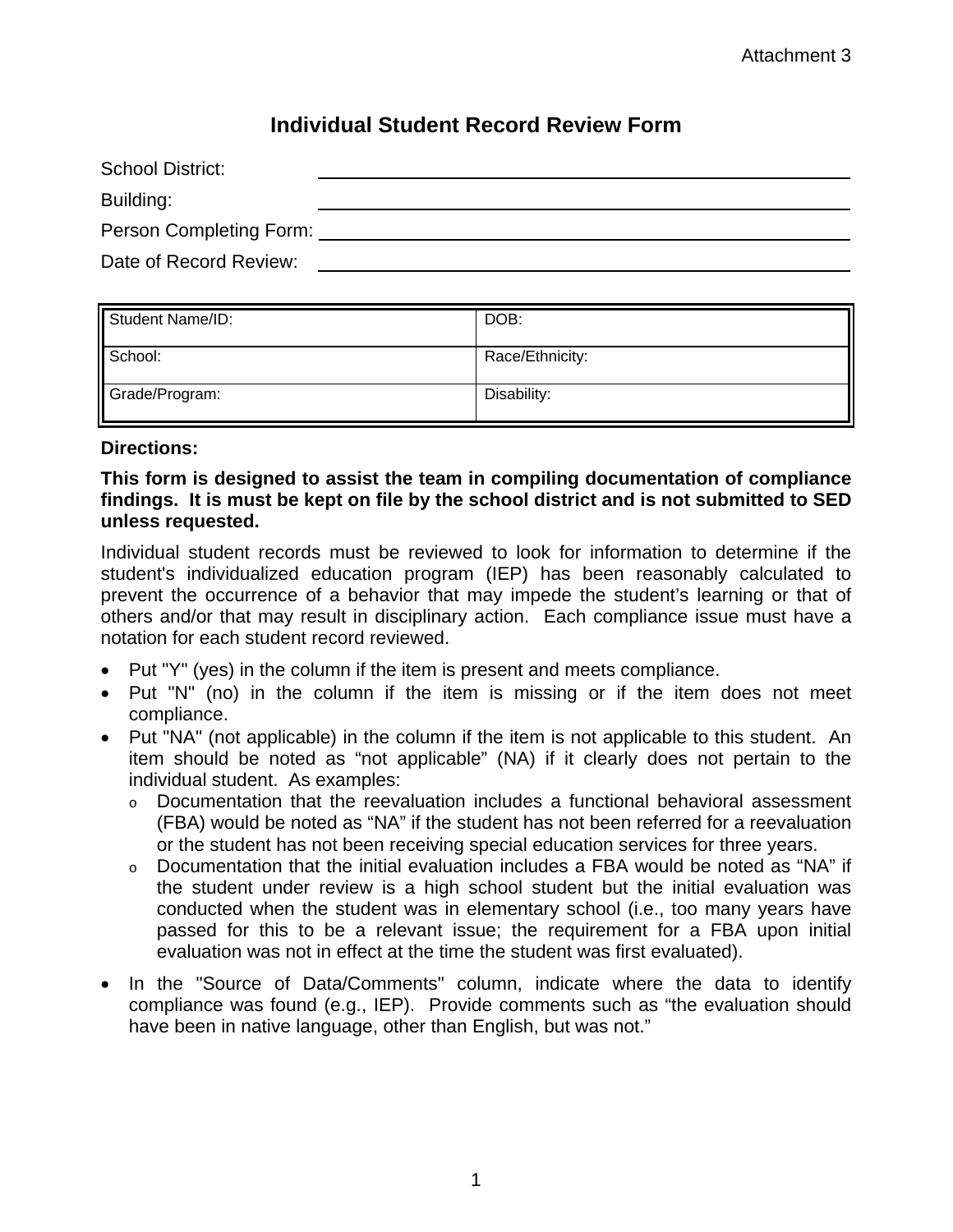Attachment 3

# Individual Student Record Review Form

School District: ______________________________

Building: ______________________________

Person Completing Form: ______________________________

Date of Record Review: ______________________________

| Student Name/ID: | DOB: |
|---|---|
| School: | Race/Ethnicity: |
| Grade/Program: | Disability: |

**Directions:**

**This form is designed to assist the team in compiling documentation of compliance findings. It is must be kept on file by the school district and is not submitted to SED unless requested.**

Individual student records must be reviewed to look for information to determine if the student's individualized education program (IEP) has been reasonably calculated to prevent the occurrence of a behavior that may impede the student's learning or that of others and/or that may result in disciplinary action. Each compliance issue must have a notation for each student record reviewed.

- Put "Y" (yes) in the column if the item is present and meets compliance.
- Put "N" (no) in the column if the item is missing or if the item does not meet compliance.
- Put "NA" (not applicable) in the column if the item is not applicable to this student. An item should be noted as "not applicable" (NA) if it clearly does not pertain to the individual student. As examples:
  - Documentation that the reevaluation includes a functional behavioral assessment (FBA) would be noted as "NA" if the student has not been referred for a reevaluation or the student has not been receiving special education services for three years.
  - Documentation that the initial evaluation includes a FBA would be noted as "NA" if the student under review is a high school student but the initial evaluation was conducted when the student was in elementary school (i.e., too many years have passed for this to be a relevant issue; the requirement for a FBA upon initial evaluation was not in effect at the time the student was first evaluated).
- In the "Source of Data/Comments" column, indicate where the data to identify compliance was found (e.g., IEP). Provide comments such as "the evaluation should have been in native language, other than English, but was not."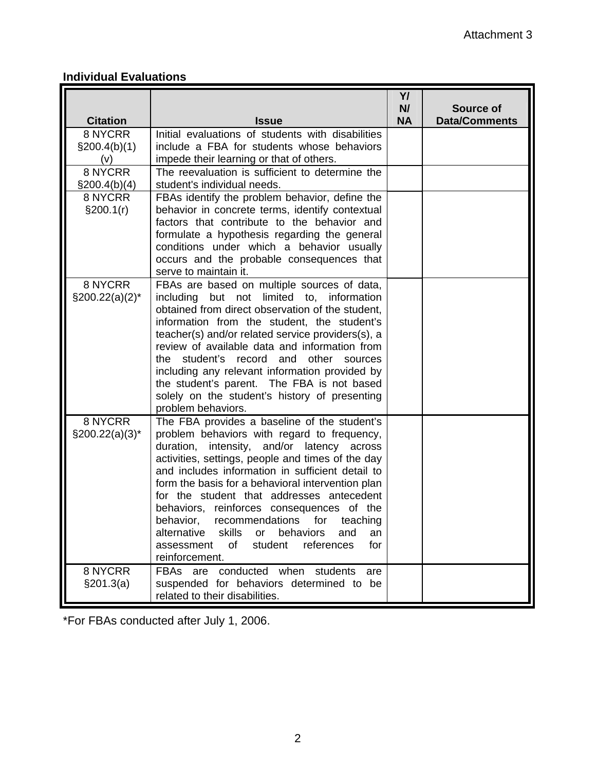Attachment 3

**Individual Evaluations**

| Citation | Issue | Y/ N/ NA | Source of Data/Comments |
|---|---|---|---|
| 8 NYCRR §200.4(b)(1)(v) | Initial evaluations of students with disabilities include a FBA for students whose behaviors impede their learning or that of others. | | |
| 8 NYCRR §200.4(b)(4) | The reevaluation is sufficient to determine the student's individual needs. | | |
| 8 NYCRR §200.1(r) | FBAs identify the problem behavior, define the behavior in concrete terms, identify contextual factors that contribute to the behavior and formulate a hypothesis regarding the general conditions under which a behavior usually occurs and the probable consequences that serve to maintain it. | | |
| 8 NYCRR §200.22(a)(2)* | FBAs are based on multiple sources of data, including but not limited to, information obtained from direct observation of the student, information from the student, the student's teacher(s) and/or related service providers(s), a review of available data and information from the student's record and other sources including any relevant information provided by the student's parent. The FBA is not based solely on the student's history of presenting problem behaviors. | | |
| 8 NYCRR §200.22(a)(3)* | The FBA provides a baseline of the student's problem behaviors with regard to frequency, duration, intensity, and/or latency across activities, settings, people and times of the day and includes information in sufficient detail to form the basis for a behavioral intervention plan for the student that addresses antecedent behaviors, reinforces consequences of the behavior, recommendations for teaching alternative skills or behaviors and an assessment of student references for reinforcement. | | |
| 8 NYCRR §201.3(a) | FBAs are conducted when students are suspended for behaviors determined to be related to their disabilities. | | |

*For FBAs conducted after July 1, 2006.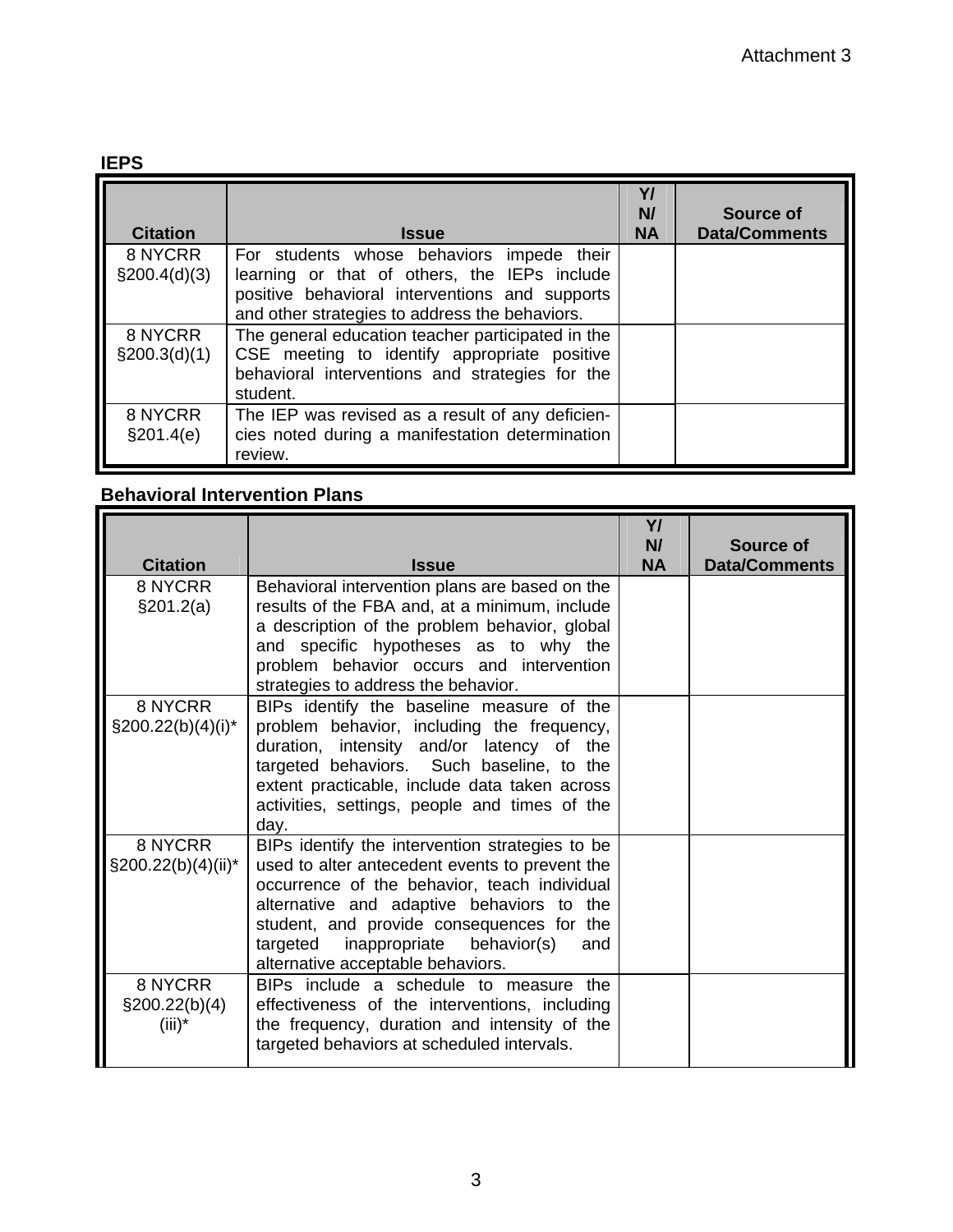Attachment 3

**IEPS**

| Citation | Issue | Y/ N/ NA | Source of Data/Comments |
|---|---|---|---|
| 8 NYCRR §200.4(d)(3) | For students whose behaviors impede their learning or that of others, the IEPs include positive behavioral interventions and supports and other strategies to address the behaviors. | | |
| 8 NYCRR §200.3(d)(1) | The general education teacher participated in the CSE meeting to identify appropriate positive behavioral interventions and strategies for the student. | | |
| 8 NYCRR §201.4(e) | The IEP was revised as a result of any deficiencies noted during a manifestation determination review. | | |

**Behavioral Intervention Plans**

| Citation | Issue | Y/ N/ NA | Source of Data/Comments |
|---|---|---|---|
| 8 NYCRR §201.2(a) | Behavioral intervention plans are based on the results of the FBA and, at a minimum, include a description of the problem behavior, global and specific hypotheses as to why the problem behavior occurs and intervention strategies to address the behavior. | | |
| 8 NYCRR §200.22(b)(4)(i)* | BIPs identify the baseline measure of the problem behavior, including the frequency, duration, intensity and/or latency of the targeted behaviors. Such baseline, to the extent practicable, include data taken across activities, settings, people and times of the day. | | |
| 8 NYCRR §200.22(b)(4)(ii)* | BIPs identify the intervention strategies to be used to alter antecedent events to prevent the occurrence of the behavior, teach individual alternative and adaptive behaviors to the student, and provide consequences for the targeted inappropriate behavior(s) and alternative acceptable behaviors. | | |
| 8 NYCRR §200.22(b)(4)(iii)* | BIPs include a schedule to measure the effectiveness of the interventions, including the frequency, duration and intensity of the targeted behaviors at scheduled intervals. | | |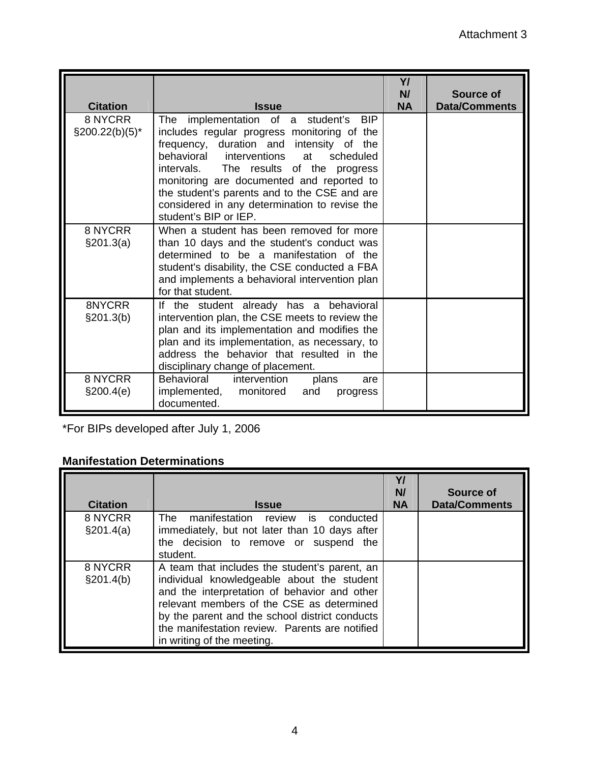Attachment 3

| Citation | Issue | Y/ N/ NA | Source of Data/Comments |
|---|---|---|---|
| 8 NYCRR §200.22(b)(5)* | The implementation of a student's BIP includes regular progress monitoring of the frequency, duration and intensity of the behavioral interventions at scheduled intervals. The results of the progress monitoring are documented and reported to the student's parents and to the CSE and are considered in any determination to revise the student's BIP or IEP. | | |
| 8 NYCRR §201.3(a) | When a student has been removed for more than 10 days and the student's conduct was determined to be a manifestation of the student's disability, the CSE conducted a FBA and implements a behavioral intervention plan for that student. | | |
| 8NYCRR §201.3(b) | If the student already has a behavioral intervention plan, the CSE meets to review the plan and its implementation and modifies the plan and its implementation, as necessary, to address the behavior that resulted in the disciplinary change of placement. | | |
| 8 NYCRR §200.4(e) | Behavioral intervention plans are implemented, monitored and progress documented. | | |

*For BIPs developed after July 1, 2006

**Manifestation Determinations**

| Citation | Issue | Y/ N/ NA | Source of Data/Comments |
|---|---|---|---|
| 8 NYCRR §201.4(a) | The manifestation review is conducted immediately, but not later than 10 days after the decision to remove or suspend the student. | | |
| 8 NYCRR §201.4(b) | A team that includes the student's parent, an individual knowledgeable about the student and the interpretation of behavior and other relevant members of the CSE as determined by the parent and the school district conducts the manifestation review. Parents are notified in writing of the meeting. | | |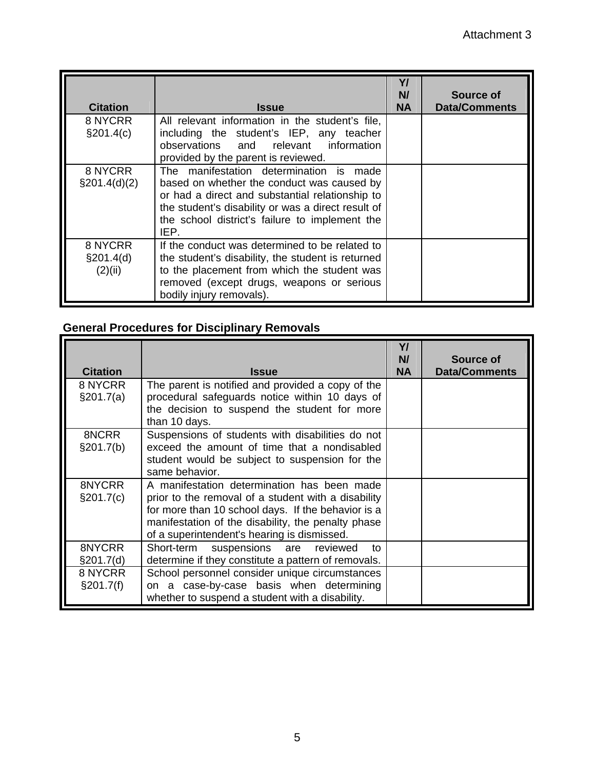Attachment 3

| Citation | Issue | Y/ N/ NA | Source of Data/Comments |
|---|---|---|---|
| 8 NYCRR §201.4(c) | All relevant information in the student's file, including the student's IEP, any teacher observations and relevant information provided by the parent is reviewed. | | |
| 8 NYCRR §201.4(d)(2) | The manifestation determination is made based on whether the conduct was caused by or had a direct and substantial relationship to the student's disability or was a direct result of the school district's failure to implement the IEP. | | |
| 8 NYCRR §201.4(d)(2)(ii) | If the conduct was determined to be related to the student's disability, the student is returned to the placement from which the student was removed (except drugs, weapons or serious bodily injury removals). | | |

**General Procedures for Disciplinary Removals**

| Citation | Issue | Y/ N/ NA | Source of Data/Comments |
|---|---|---|---|
| 8 NYCRR §201.7(a) | The parent is notified and provided a copy of the procedural safeguards notice within 10 days of the decision to suspend the student for more than 10 days. | | |
| 8NCRR §201.7(b) | Suspensions of students with disabilities do not exceed the amount of time that a nondisabled student would be subject to suspension for the same behavior. | | |
| 8NYCRR §201.7(c) | A manifestation determination has been made prior to the removal of a student with a disability for more than 10 school days. If the behavior is a manifestation of the disability, the penalty phase of a superintendent's hearing is dismissed. | | |
| 8NYCRR §201.7(d) | Short-term suspensions are reviewed to determine if they constitute a pattern of removals. | | |
| 8 NYCRR §201.7(f) | School personnel consider unique circumstances on a case-by-case basis when determining whether to suspend a student with a disability. | | |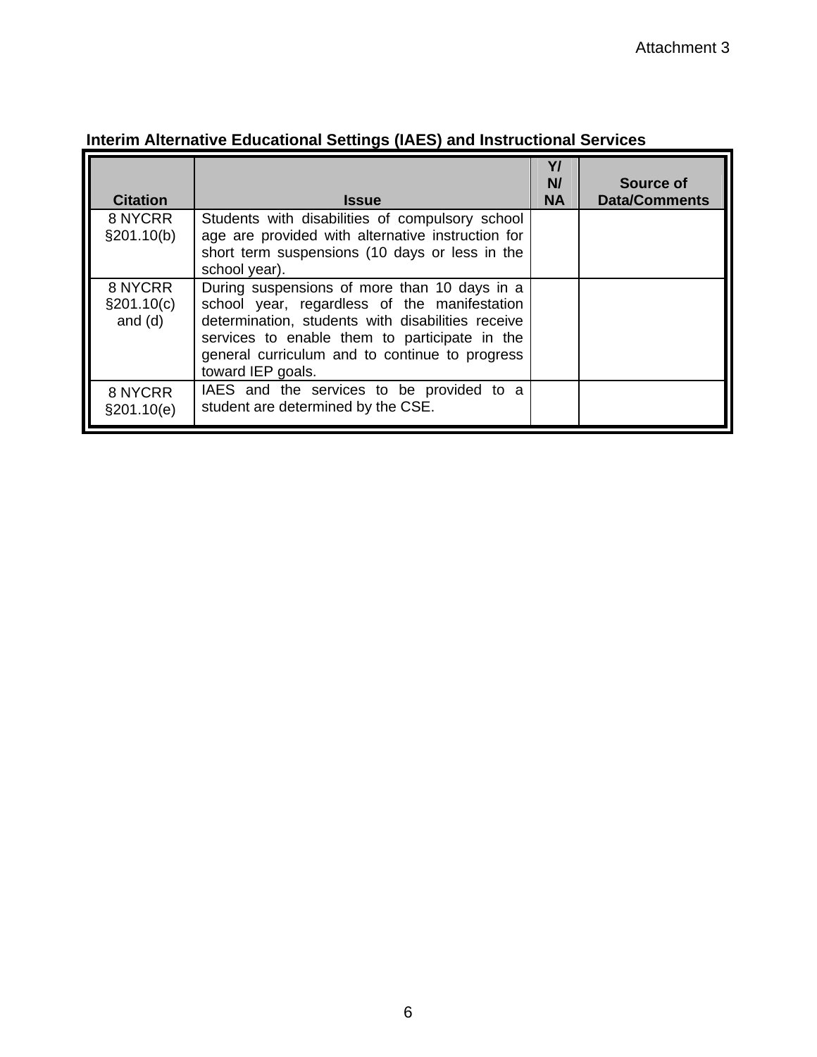Attachment 3

**Interim Alternative Educational Settings (IAES) and Instructional Services**

| Citation | Issue | Y/ N/ NA | Source of Data/Comments |
|---|---|---|---|
| 8 NYCRR §201.10(b) | Students with disabilities of compulsory school age are provided with alternative instruction for short term suspensions (10 days or less in the school year). | | |
| 8 NYCRR §201.10(c) and (d) | During suspensions of more than 10 days in a school year, regardless of the manifestation determination, students with disabilities receive services to enable them to participate in the general curriculum and to continue to progress toward IEP goals. | | |
| 8 NYCRR §201.10(e) | IAES and the services to be provided to a student are determined by the CSE. | | |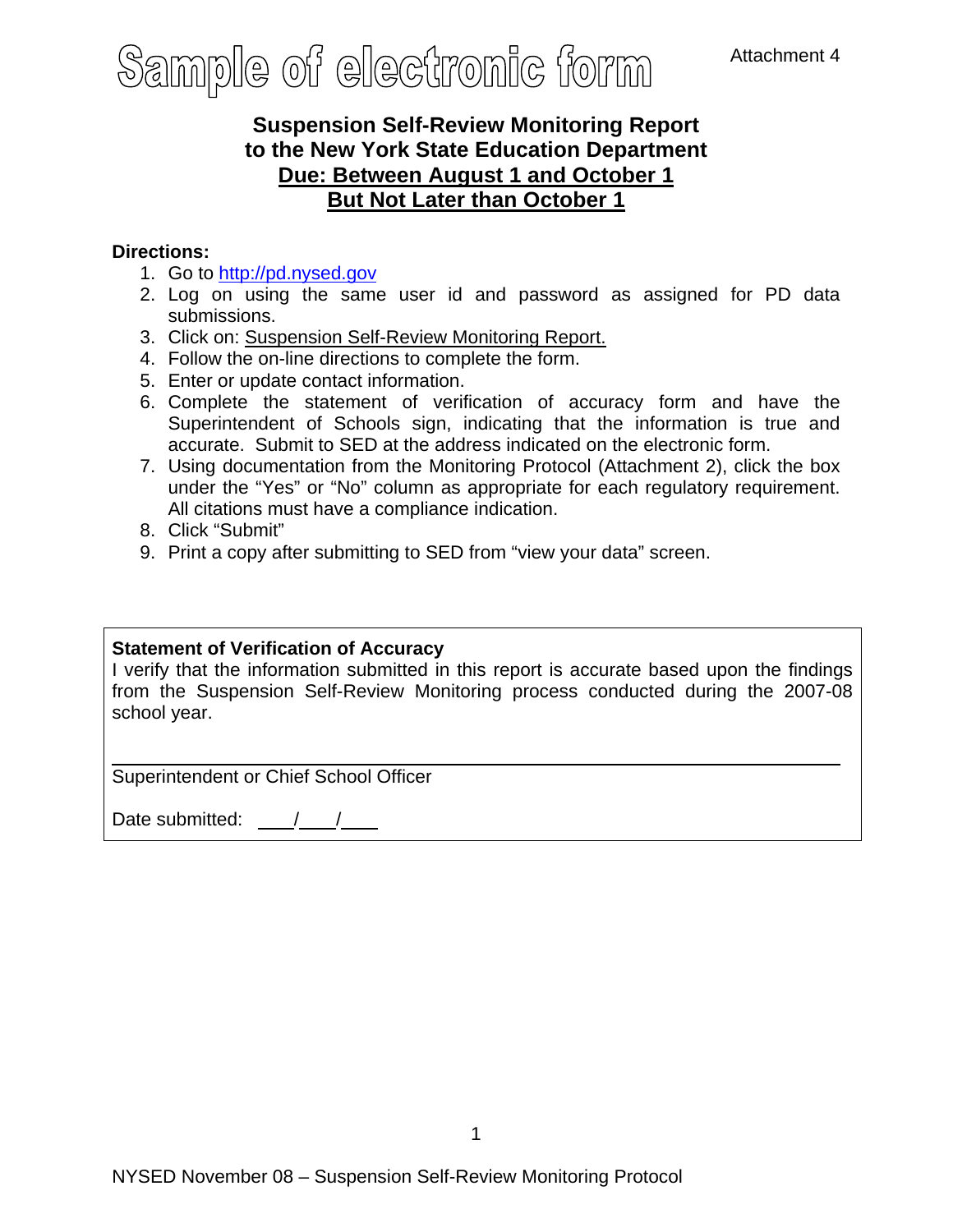# Sample of electronic form

Attachment 4

## Suspension Self-Review Monitoring Report to the New York State Education Department

**Due: Between August 1 and October 1**

**But Not Later than October 1**

**Directions:**

1. Go to http://pd.nysed.gov
2. Log on using the same user id and password as assigned for PD data submissions.
3. Click on: Suspension Self-Review Monitoring Report.
4. Follow the on-line directions to complete the form.
5. Enter or update contact information.
6. Complete the statement of verification of accuracy form and have the Superintendent of Schools sign, indicating that the information is true and accurate. Submit to SED at the address indicated on the electronic form.
7. Using documentation from the Monitoring Protocol (Attachment 2), click the box under the "Yes" or "No" column as appropriate for each regulatory requirement. All citations must have a compliance indication.
8. Click "Submit"
9. Print a copy after submitting to SED from "view your data" screen.

**Statement of Verification of Accuracy**

I verify that the information submitted in this report is accurate based upon the findings from the Suspension Self-Review Monitoring process conducted during the 2007-08 school year.

______________________________________________

Superintendent or Chief School Officer

Date submitted: ___/___/___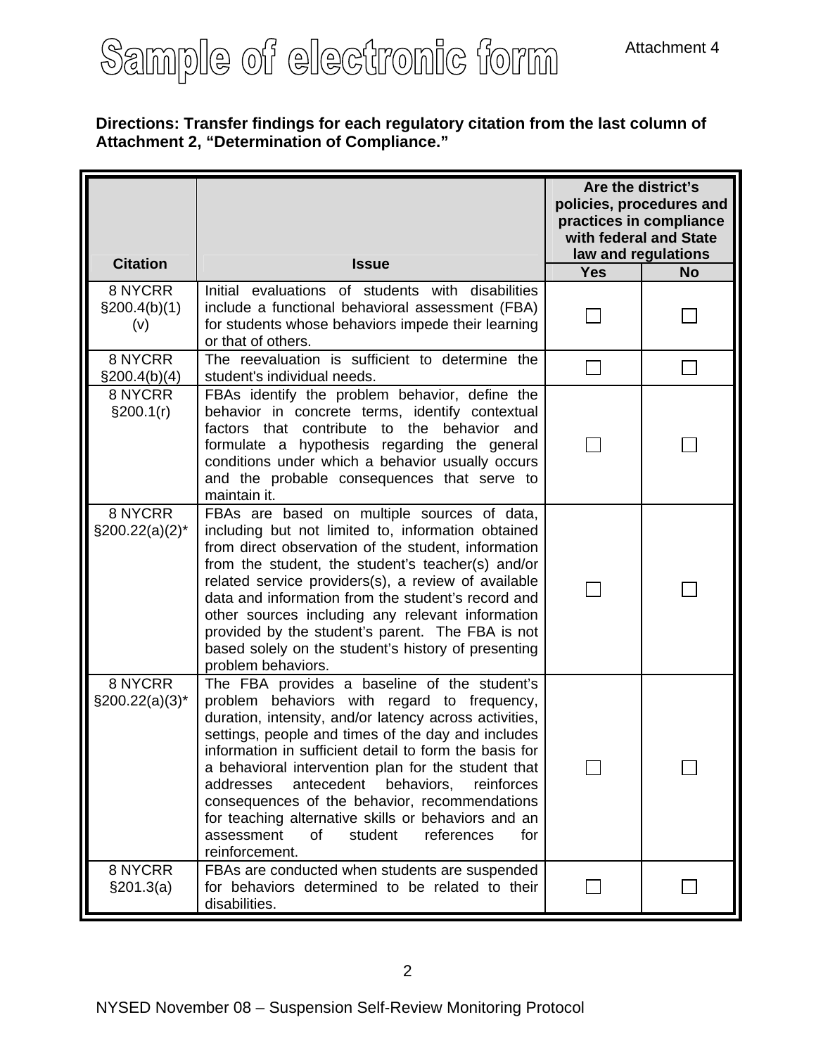# Sample of electronic form

Attachment 4

**Directions: Transfer findings for each regulatory citation from the last column of Attachment 2, "Determination of Compliance."**

| Citation | Issue | Are the district's policies, procedures and practices in compliance with federal and State law and regulations | |
|---|---|---|---|
| | | Yes | No |
| 8 NYCRR §200.4(b)(1)(v) | Initial evaluations of students with disabilities include a functional behavioral assessment (FBA) for students whose behaviors impede their learning or that of others. | ☐ | ☐ |
| 8 NYCRR §200.4(b)(4) | The reevaluation is sufficient to determine the student's individual needs. | ☐ | ☐ |
| 8 NYCRR §200.1(r) | FBAs identify the problem behavior, define the behavior in concrete terms, identify contextual factors that contribute to the behavior and formulate a hypothesis regarding the general conditions under which a behavior usually occurs and the probable consequences that serve to maintain it. | ☐ | ☐ |
| 8 NYCRR §200.22(a)(2)* | FBAs are based on multiple sources of data, including but not limited to, information obtained from direct observation of the student, information from the student, the student's teacher(s) and/or related service providers(s), a review of available data and information from the student's record and other sources including any relevant information provided by the student's parent. The FBA is not based solely on the student's history of presenting problem behaviors. | ☐ | ☐ |
| 8 NYCRR §200.22(a)(3)* | The FBA provides a baseline of the student's problem behaviors with regard to frequency, duration, intensity, and/or latency across activities, settings, people and times of the day and includes information in sufficient detail to form the basis for a behavioral intervention plan for the student that addresses antecedent behaviors, reinforces consequences of the behavior, recommendations for teaching alternative skills or behaviors and an assessment of student references for reinforcement. | ☐ | ☐ |
| 8 NYCRR §201.3(a) | FBAs are conducted when students are suspended for behaviors determined to be related to their disabilities. | ☐ | ☐ |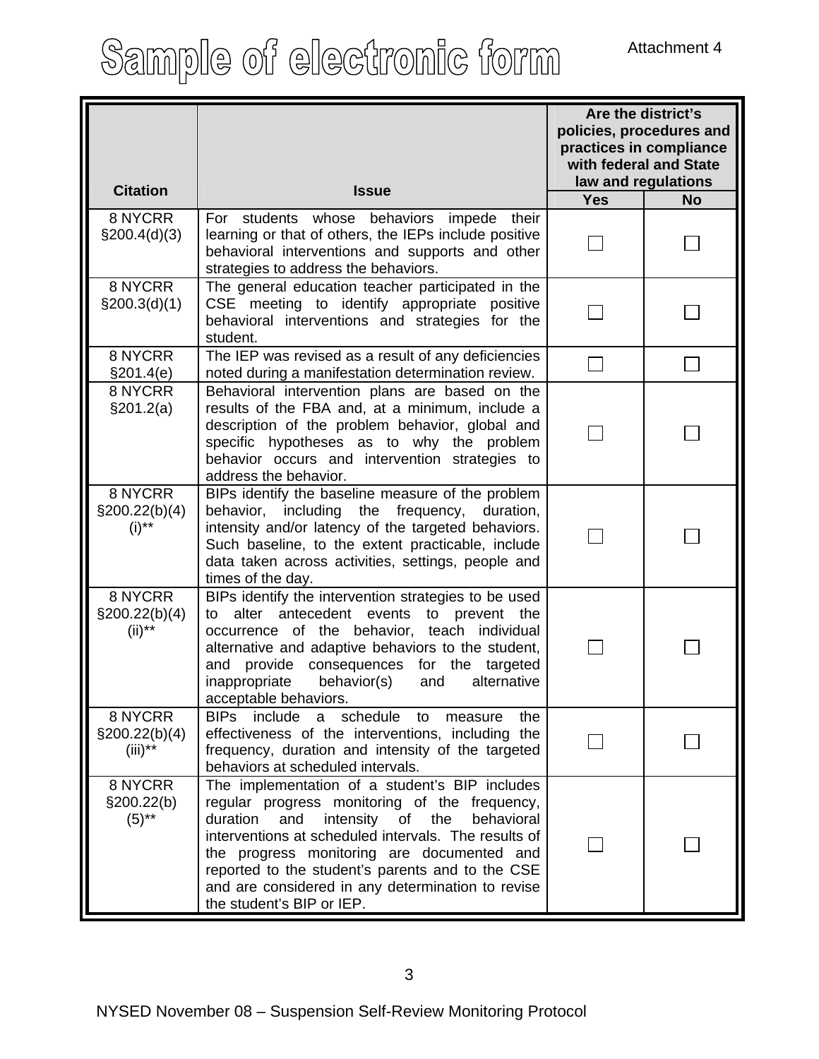# Sample of electronic form

Attachment 4

| Citation | Issue | Are the district's policies, procedures and practices in compliance with federal and State law and regulations | |
|---|---|---|---|
| | | Yes | No |
| 8 NYCRR §200.4(d)(3) | For students whose behaviors impede their learning or that of others, the IEPs include positive behavioral interventions and supports and other strategies to address the behaviors. | ☐ | ☐ |
| 8 NYCRR §200.3(d)(1) | The general education teacher participated in the CSE meeting to identify appropriate positive behavioral interventions and strategies for the student. | ☐ | ☐ |
| 8 NYCRR §201.4(e) | The IEP was revised as a result of any deficiencies noted during a manifestation determination review. | ☐ | ☐ |
| 8 NYCRR §201.2(a) | Behavioral intervention plans are based on the results of the FBA and, at a minimum, include a description of the problem behavior, global and specific hypotheses as to why the problem behavior occurs and intervention strategies to address the behavior. | ☐ | ☐ |
| 8 NYCRR §200.22(b)(4)(i)** | BIPs identify the baseline measure of the problem behavior, including the frequency, duration, intensity and/or latency of the targeted behaviors. Such baseline, to the extent practicable, include data taken across activities, settings, people and times of the day. | ☐ | ☐ |
| 8 NYCRR §200.22(b)(4)(ii)** | BIPs identify the intervention strategies to be used to alter antecedent events to prevent the occurrence of the behavior, teach individual alternative and adaptive behaviors to the student, and provide consequences for the targeted inappropriate behavior(s) and alternative acceptable behaviors. | ☐ | ☐ |
| 8 NYCRR §200.22(b)(4)(iii)** | BIPs include a schedule to measure the effectiveness of the interventions, including the frequency, duration and intensity of the targeted behaviors at scheduled intervals. | ☐ | ☐ |
| 8 NYCRR §200.22(b)(5)** | The implementation of a student's BIP includes regular progress monitoring of the frequency, duration and intensity of the behavioral interventions at scheduled intervals. The results of the progress monitoring are documented and reported to the student's parents and to the CSE and are considered in any determination to revise the student's BIP or IEP. | ☐ | ☐ |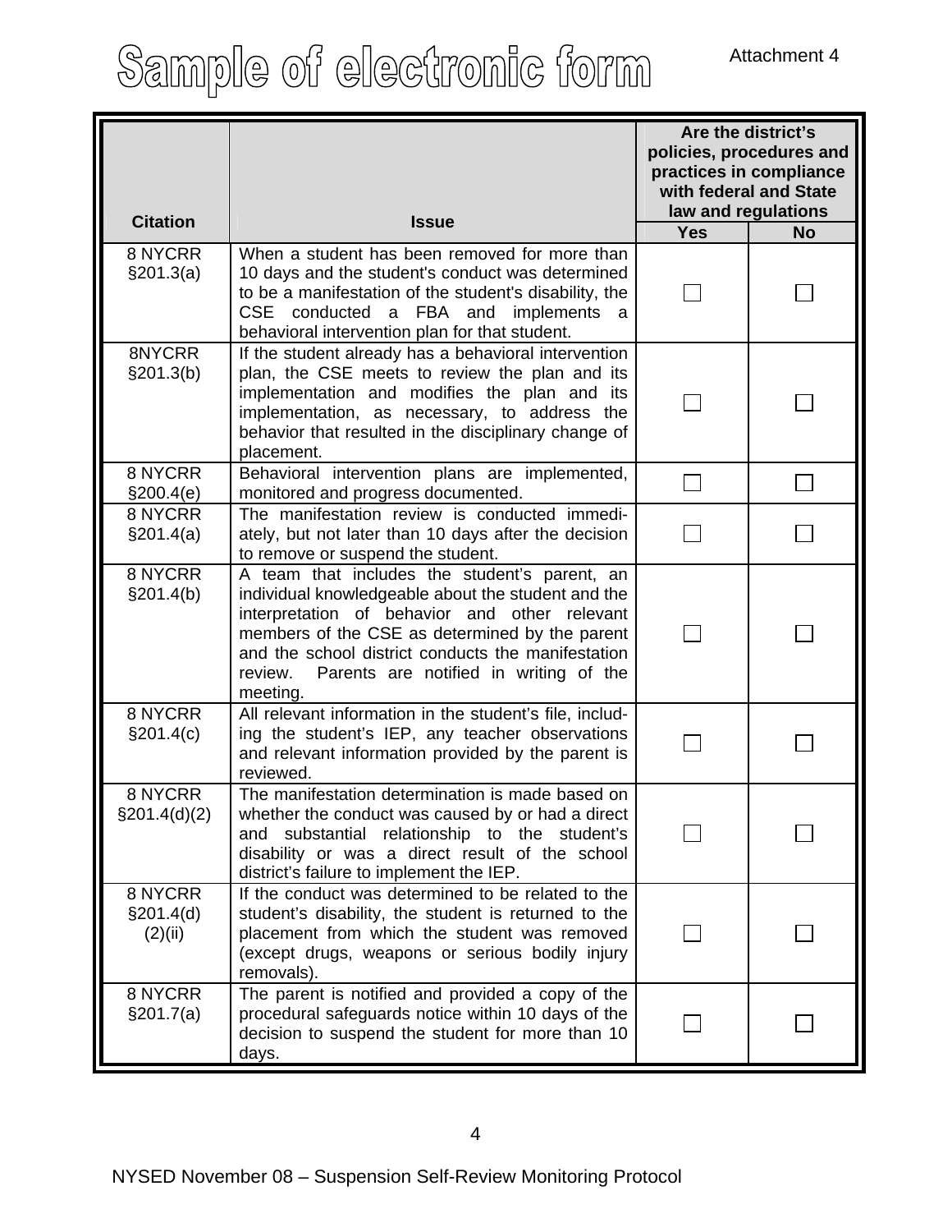# Sample of electronic form

Attachment 4

| Citation | Issue | Are the district's policies, procedures and practices in compliance with federal and State law and regulations | |
|---|---|---|---|
| | | Yes | No |
| 8 NYCRR §201.3(a) | When a student has been removed for more than 10 days and the student's conduct was determined to be a manifestation of the student's disability, the CSE conducted a FBA and implements a behavioral intervention plan for that student. | ☐ | ☐ |
| 8NYCRR §201.3(b) | If the student already has a behavioral intervention plan, the CSE meets to review the plan and its implementation and modifies the plan and its implementation, as necessary, to address the behavior that resulted in the disciplinary change of placement. | ☐ | ☐ |
| 8 NYCRR §200.4(e) | Behavioral intervention plans are implemented, monitored and progress documented. | ☐ | ☐ |
| 8 NYCRR §201.4(a) | The manifestation review is conducted immediately, but not later than 10 days after the decision to remove or suspend the student. | ☐ | ☐ |
| 8 NYCRR §201.4(b) | A team that includes the student's parent, an individual knowledgeable about the student and the interpretation of behavior and other relevant members of the CSE as determined by the parent and the school district conducts the manifestation review. Parents are notified in writing of the meeting. | ☐ | ☐ |
| 8 NYCRR §201.4(c) | All relevant information in the student's file, including the student's IEP, any teacher observations and relevant information provided by the parent is reviewed. | ☐ | ☐ |
| 8 NYCRR §201.4(d)(2) | The manifestation determination is made based on whether the conduct was caused by or had a direct and substantial relationship to the student's disability or was a direct result of the school district's failure to implement the IEP. | ☐ | ☐ |
| 8 NYCRR §201.4(d)(2)(ii) | If the conduct was determined to be related to the student's disability, the student is returned to the placement from which the student was removed (except drugs, weapons or serious bodily injury removals). | ☐ | ☐ |
| 8 NYCRR §201.7(a) | The parent is notified and provided a copy of the procedural safeguards notice within 10 days of the decision to suspend the student for more than 10 days. | ☐ | ☐ |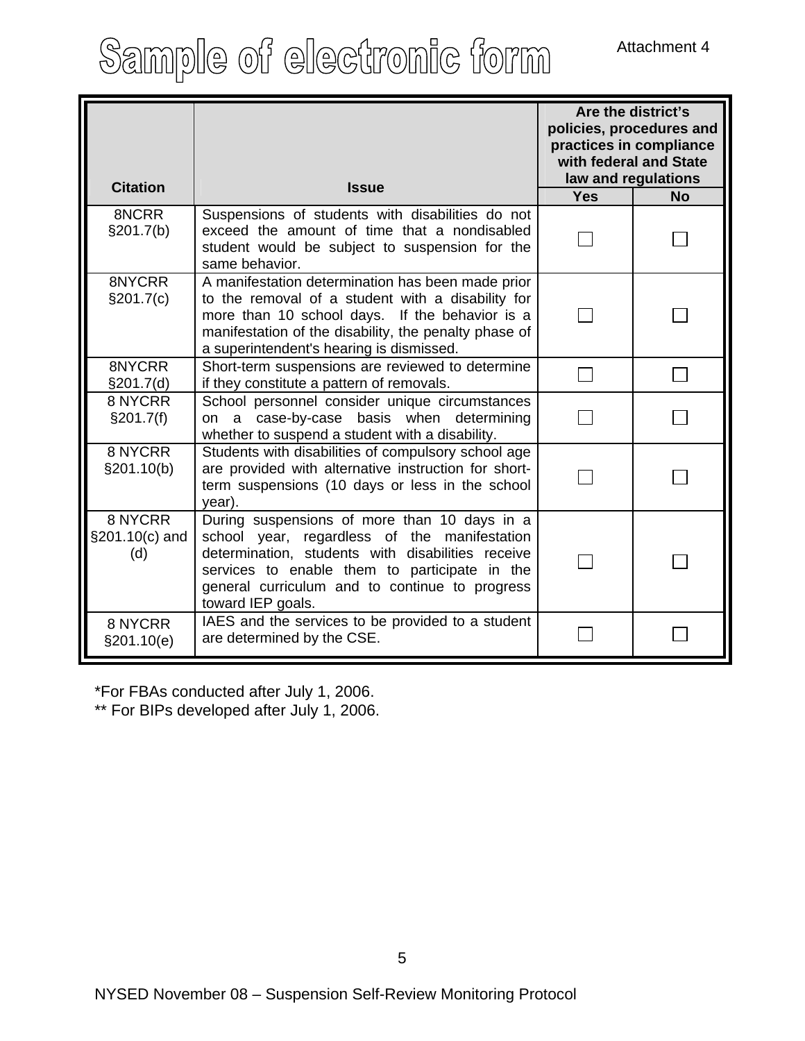# Sample of electronic form

Attachment 4

| Citation | Issue | Are the district's policies, procedures and practices in compliance with federal and State law and regulations | |
|---|---|---|---|
| | | Yes | No |
| 8NCRR §201.7(b) | Suspensions of students with disabilities do not exceed the amount of time that a nondisabled student would be subject to suspension for the same behavior. | ☐ | ☐ |
| 8NYCRR §201.7(c) | A manifestation determination has been made prior to the removal of a student with a disability for more than 10 school days. If the behavior is a manifestation of the disability, the penalty phase of a superintendent's hearing is dismissed. | ☐ | ☐ |
| 8NYCRR §201.7(d) | Short-term suspensions are reviewed to determine if they constitute a pattern of removals. | ☐ | ☐ |
| 8 NYCRR §201.7(f) | School personnel consider unique circumstances on a case-by-case basis when determining whether to suspend a student with a disability. | ☐ | ☐ |
| 8 NYCRR §201.10(b) | Students with disabilities of compulsory school age are provided with alternative instruction for short-term suspensions (10 days or less in the school year). | ☐ | ☐ |
| 8 NYCRR §201.10(c) and (d) | During suspensions of more than 10 days in a school year, regardless of the manifestation determination, students with disabilities receive services to enable them to participate in the general curriculum and to continue to progress toward IEP goals. | ☐ | ☐ |
| 8 NYCRR §201.10(e) | IAES and the services to be provided to a student are determined by the CSE. | ☐ | ☐ |

*For FBAs conducted after July 1, 2006.
** For BIPs developed after July 1, 2006.

NYSED November 08 – Suspension Self-Review Monitoring Protocol